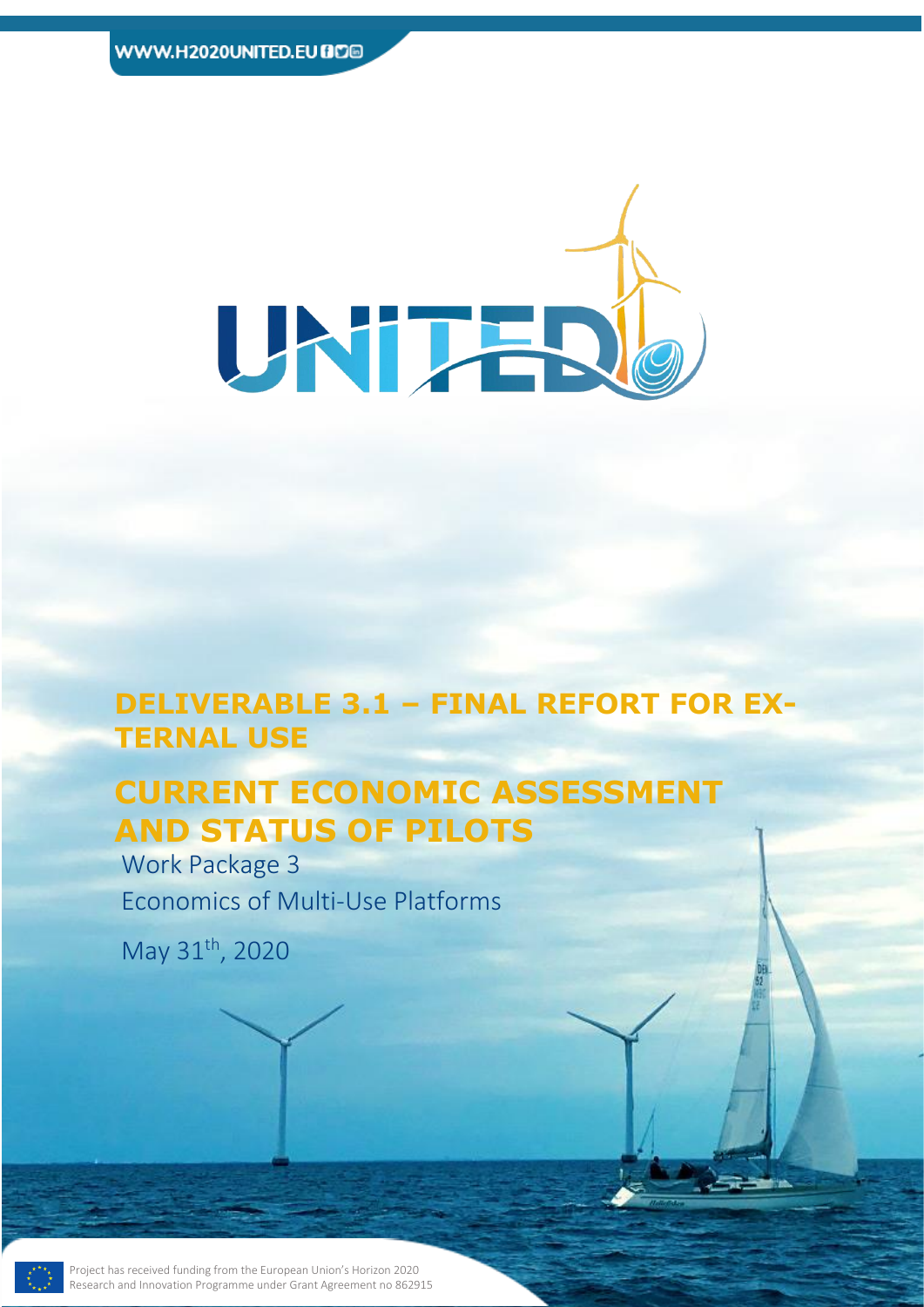WWW.H2020UNITED.EU

UNITED

# DELIVERABLE 3.1 – FINAL REFORT FOR EXTERNAL USE

# CURRENT ECONOMIC ASSESSMENT AND STATUS OF PILOTS

Work Package 3

Economics of Multi-Use Platforms

May 31th, 2020

Project has received funding from the European Union's Horizon 2020 Research and Innovation Programme under Grant Agreement no 862915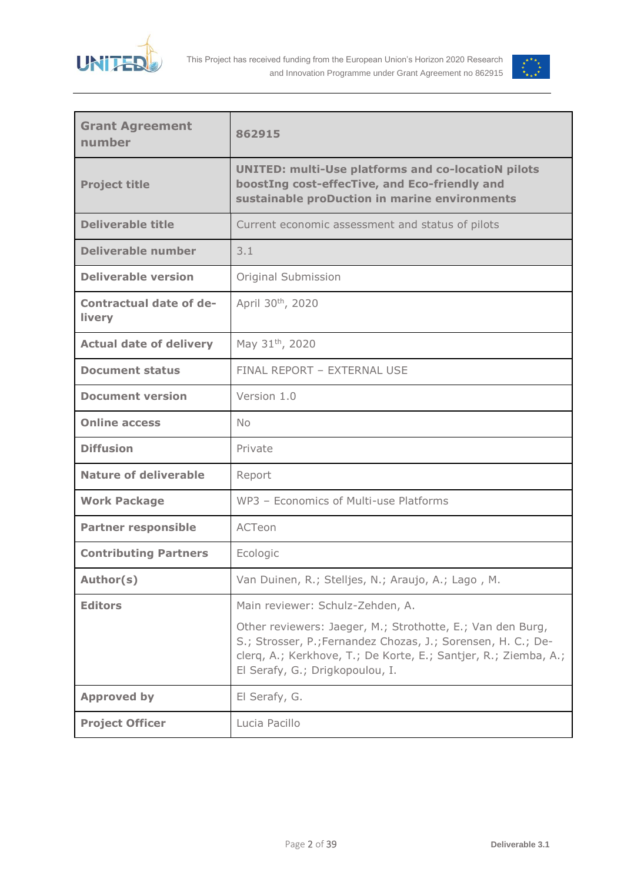| Grant Agreement number | 862915 |
| --- | --- |
| Project title | UNITED: multi-Use platforms and co-locatioN pilots boostIng cost-effecTive, and Eco-friendly and sustainable proDuction in marine environments |
| Deliverable title | Current economic assessment and status of pilots |
| Deliverable number | 3.1 |
| Deliverable version | Original Submission |
| Contractual date of delivery | April 30th, 2020 |
| Actual date of delivery | May 31th, 2020 |
| Document status | FINAL REPORT – EXTERNAL USE |
| Document version | Version 1.0 |
| Online access | No |
| Diffusion | Private |
| Nature of deliverable | Report |
| Work Package | WP3 – Economics of Multi-use Platforms |
| Partner responsible | ACTeon |
| Contributing Partners | Ecologic |
| Author(s) | Van Duinen, R.; Stelljes, N.; Araujo, A.; Lago , M. |
| Editors | Main reviewer: Schulz-Zehden, A.<br><br>Other reviewers: Jaeger, M.; Strothotte, E.; Van den Burg, S.; Strosser, P.;Fernandez Chozas, J.; Sorensen, H. C.; Declerq, A.; Kerkhove, T.; De Korte, E.; Santjer, R.; Ziemba, A.; El Serafy, G.; Drigkopoulou, I. |
| Approved by | El Serafy, G. |
| Project Officer | Lucia Pacillo |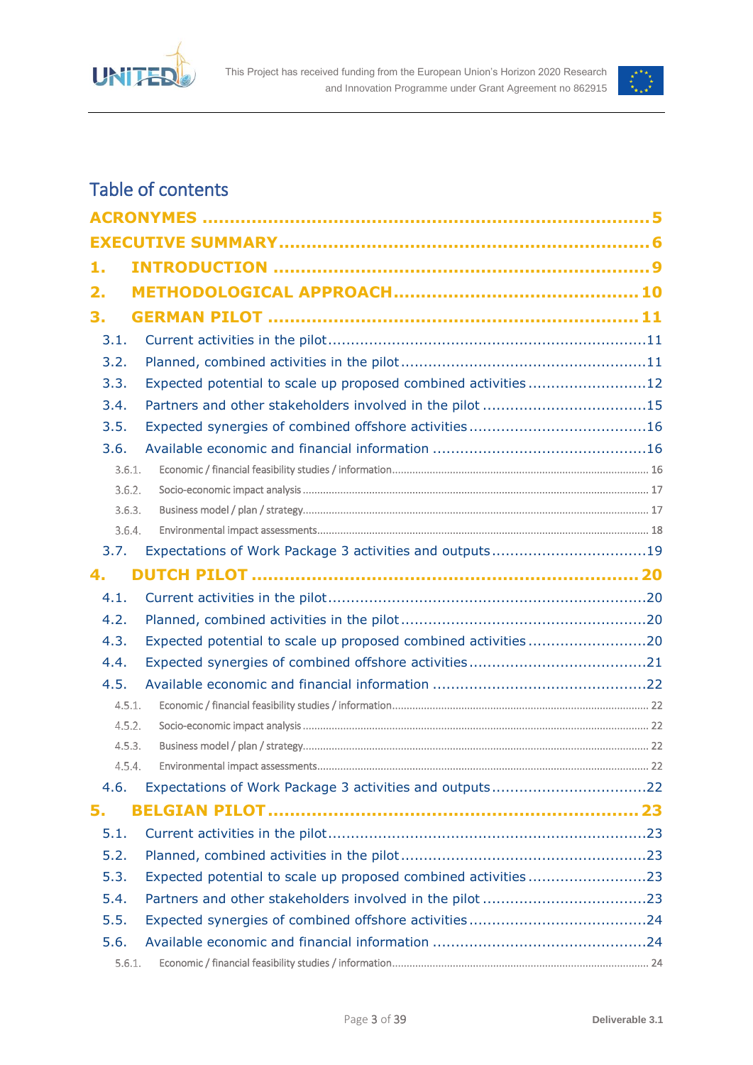# Table of contents

ACRONYMES .......... 5

EXECUTIVE SUMMARY .......... 6

1. INTRODUCTION .......... 9

2. METHODOLOGICAL APPROACH .......... 10

3. GERMAN PILOT .......... 11

- 3.1. Current activities in the pilot .......... 11
- 3.2. Planned, combined activities in the pilot .......... 11
- 3.3. Expected potential to scale up proposed combined activities .......... 12
- 3.4. Partners and other stakeholders involved in the pilot .......... 15
- 3.5. Expected synergies of combined offshore activities .......... 16
- 3.6. Available economic and financial information .......... 16
  - 3.6.1. Economic / financial feasibility studies / information .......... 16
  - 3.6.2. Socio-economic impact analysis .......... 17
  - 3.6.3. Business model / plan / strategy .......... 17
  - 3.6.4. Environmental impact assessments .......... 18
- 3.7. Expectations of Work Package 3 activities and outputs .......... 19

4. DUTCH PILOT .......... 20

- 4.1. Current activities in the pilot .......... 20
- 4.2. Planned, combined activities in the pilot .......... 20
- 4.3. Expected potential to scale up proposed combined activities .......... 20
- 4.4. Expected synergies of combined offshore activities .......... 21
- 4.5. Available economic and financial information .......... 22
  - 4.5.1. Economic / financial feasibility studies / information .......... 22
  - 4.5.2. Socio-economic impact analysis .......... 22
  - 4.5.3. Business model / plan / strategy .......... 22
  - 4.5.4. Environmental impact assessments .......... 22
- 4.6. Expectations of Work Package 3 activities and outputs .......... 22

5. BELGIAN PILOT .......... 23

- 5.1. Current activities in the pilot .......... 23
- 5.2. Planned, combined activities in the pilot .......... 23
- 5.3. Expected potential to scale up proposed combined activities .......... 23
- 5.4. Partners and other stakeholders involved in the pilot .......... 23
- 5.5. Expected synergies of combined offshore activities .......... 24
- 5.6. Available economic and financial information .......... 24
  - 5.6.1. Economic / financial feasibility studies / information .......... 24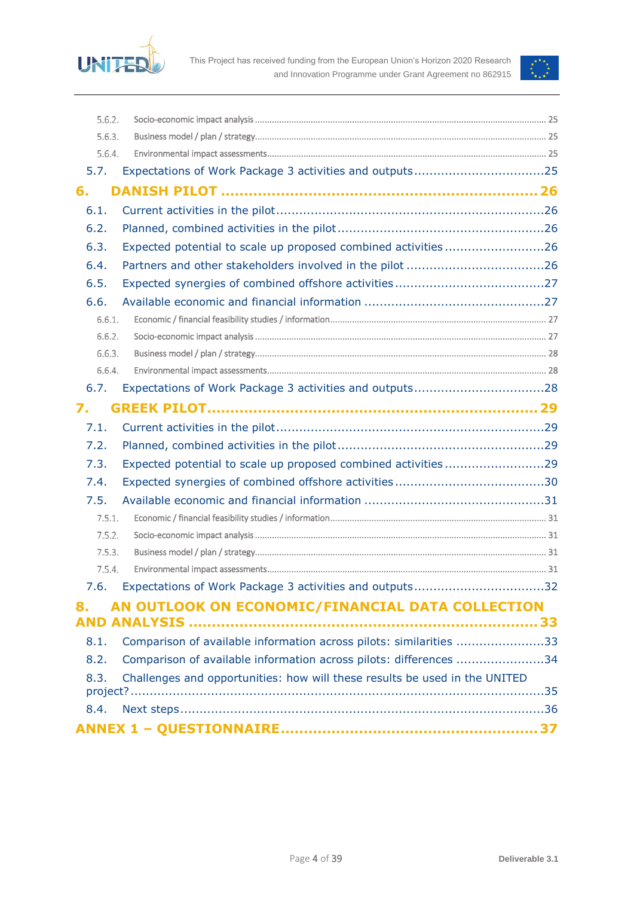5.6.2. Socio-economic impact analysis ........................................................................................................ 25

5.6.3. Business model / plan / strategy........................................................................................................ 25

5.6.4. Environmental impact assessments.................................................................................................. 25

5.7. Expectations of Work Package 3 activities and outputs ..................................25

6. DANISH PILOT ................................................................... 26

6.1. Current activities in the pilot.....................................................................26

6.2. Planned, combined activities in the pilot ....................................................26

6.3. Expected potential to scale up proposed combined activities ..........................26

6.4. Partners and other stakeholders involved in the pilot ...................................26

6.5. Expected synergies of combined offshore activities ......................................27

6.6. Available economic and financial information ..............................................27

6.6.1. Economic / financial feasibility studies / information........................................................................ 27

6.6.2. Socio-economic impact analysis ........................................................................................................ 27

6.6.3. Business model / plan / strategy........................................................................................................ 28

6.6.4. Environmental impact assessments.................................................................................................. 28

6.7. Expectations of Work Package 3 activities and outputs ..................................28

7. GREEK PILOT.................................................................... 29

7.1. Current activities in the pilot.....................................................................29

7.2. Planned, combined activities in the pilot ....................................................29

7.3. Expected potential to scale up proposed combined activities ..........................29

7.4. Expected synergies of combined offshore activities ......................................30

7.5. Available economic and financial information ..............................................31

7.5.1. Economic / financial feasibility studies / information........................................................................ 31

7.5.2. Socio-economic impact analysis ........................................................................................................ 31

7.5.3. Business model / plan / strategy........................................................................................................ 31

7.5.4. Environmental impact assessments.................................................................................................. 31

7.6. Expectations of Work Package 3 activities and outputs ..................................32

8. AN OUTLOOK ON ECONOMIC/FINANCIAL DATA COLLECTION AND ANALYSIS ......................................................................... 33

8.1. Comparison of available information across pilots: similarities .......................33

8.2. Comparison of available information across pilots: differences .......................34

8.3. Challenges and opportunities: how will these results be used in the UNITED project?.........................................................................................................35

8.4. Next steps...............................................................................................36

ANNEX 1 – QUESTIONNAIRE ..................................................... 37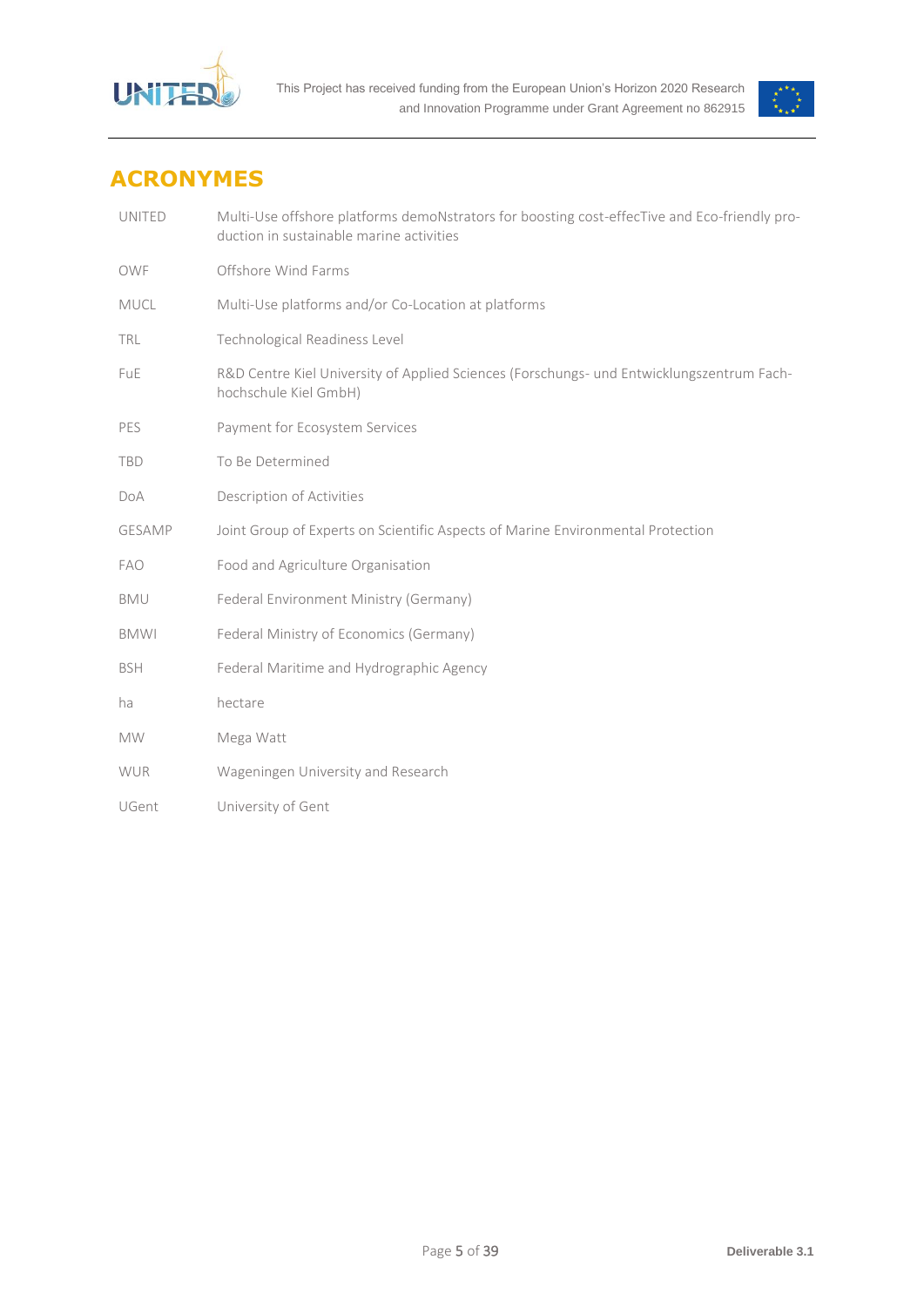## ACRONYMES

| | |
|---|---|
| UNITED | Multi-Use offshore platforms demoNstrators for boosting cost-effecTive and Eco-friendly production in sustainable marine activities |
| OWF | Offshore Wind Farms |
| MUCL | Multi-Use platforms and/or Co-Location at platforms |
| TRL | Technological Readiness Level |
| FuE | R&D Centre Kiel University of Applied Sciences (Forschungs- und Entwicklungszentrum Fachhochschule Kiel GmbH) |
| PES | Payment for Ecosystem Services |
| TBD | To Be Determined |
| DoA | Description of Activities |
| GESAMP | Joint Group of Experts on Scientific Aspects of Marine Environmental Protection |
| FAO | Food and Agriculture Organisation |
| BMU | Federal Environment Ministry (Germany) |
| BMWI | Federal Ministry of Economics (Germany) |
| BSH | Federal Maritime and Hydrographic Agency |
| ha | hectare |
| MW | Mega Watt |
| WUR | Wageningen University and Research |
| UGent | University of Gent |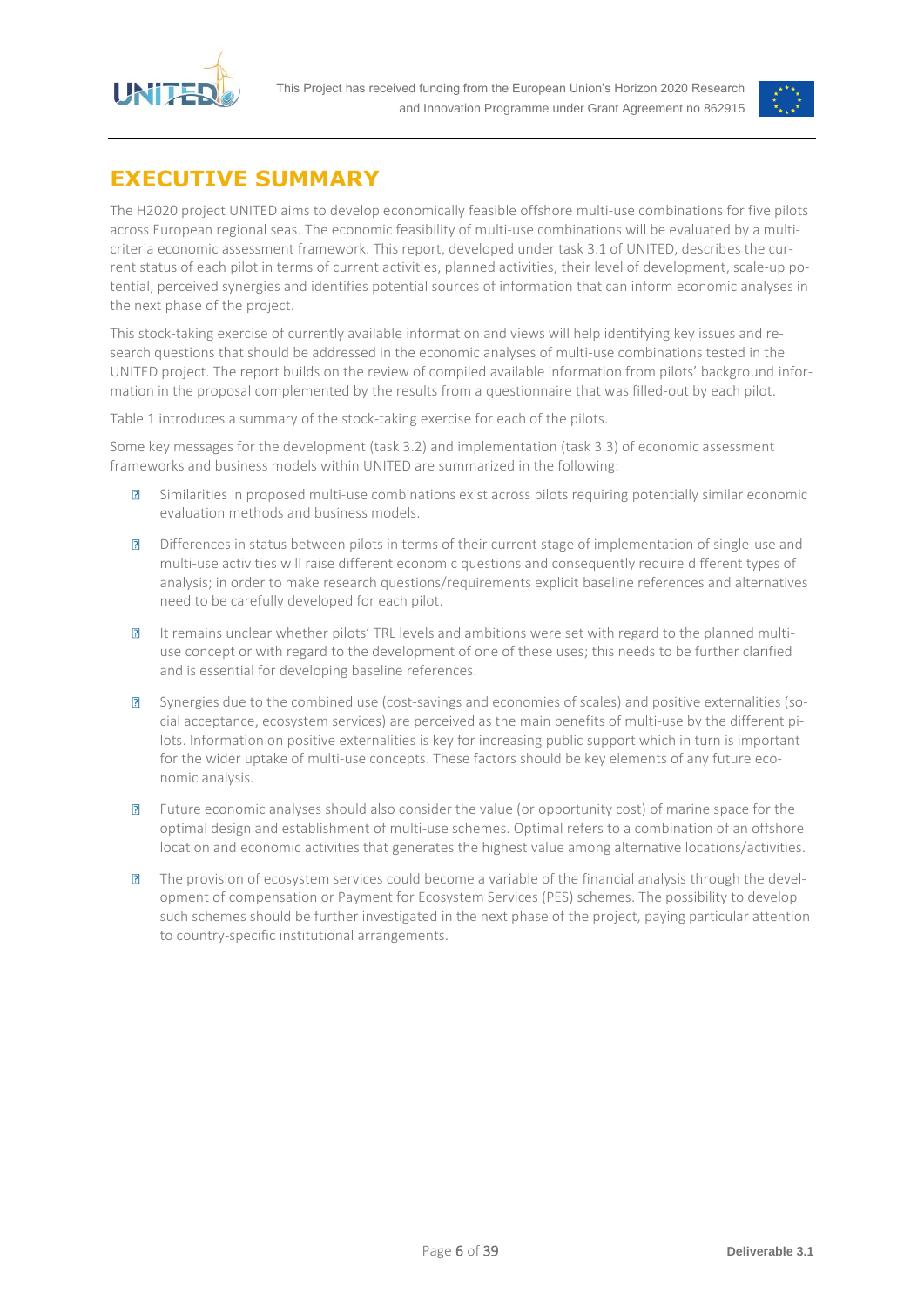# EXECUTIVE SUMMARY

The H2020 project UNITED aims to develop economically feasible offshore multi-use combinations for five pilots across European regional seas. The economic feasibility of multi-use combinations will be evaluated by a multi-criteria economic assessment framework. This report, developed under task 3.1 of UNITED, describes the current status of each pilot in terms of current activities, planned activities, their level of development, scale-up potential, perceived synergies and identifies potential sources of information that can inform economic analyses in the next phase of the project.

This stock-taking exercise of currently available information and views will help identifying key issues and research questions that should be addressed in the economic analyses of multi-use combinations tested in the UNITED project. The report builds on the review of compiled available information from pilots' background information in the proposal complemented by the results from a questionnaire that was filled-out by each pilot.

Table 1 introduces a summary of the stock-taking exercise for each of the pilots.

Some key messages for the development (task 3.2) and implementation (task 3.3) of economic assessment frameworks and business models within UNITED are summarized in the following:

- Similarities in proposed multi-use combinations exist across pilots requiring potentially similar economic evaluation methods and business models.
- Differences in status between pilots in terms of their current stage of implementation of single-use and multi-use activities will raise different economic questions and consequently require different types of analysis; in order to make research questions/requirements explicit baseline references and alternatives need to be carefully developed for each pilot.
- It remains unclear whether pilots' TRL levels and ambitions were set with regard to the planned multi-use concept or with regard to the development of one of these uses; this needs to be further clarified and is essential for developing baseline references.
- Synergies due to the combined use (cost-savings and economies of scales) and positive externalities (social acceptance, ecosystem services) are perceived as the main benefits of multi-use by the different pilots. Information on positive externalities is key for increasing public support which in turn is important for the wider uptake of multi-use concepts. These factors should be key elements of any future economic analysis.
- Future economic analyses should also consider the value (or opportunity cost) of marine space for the optimal design and establishment of multi-use schemes. Optimal refers to a combination of an offshore location and economic activities that generates the highest value among alternative locations/activities.
- The provision of ecosystem services could become a variable of the financial analysis through the development of compensation or Payment for Ecosystem Services (PES) schemes. The possibility to develop such schemes should be further investigated in the next phase of the project, paying particular attention to country-specific institutional arrangements.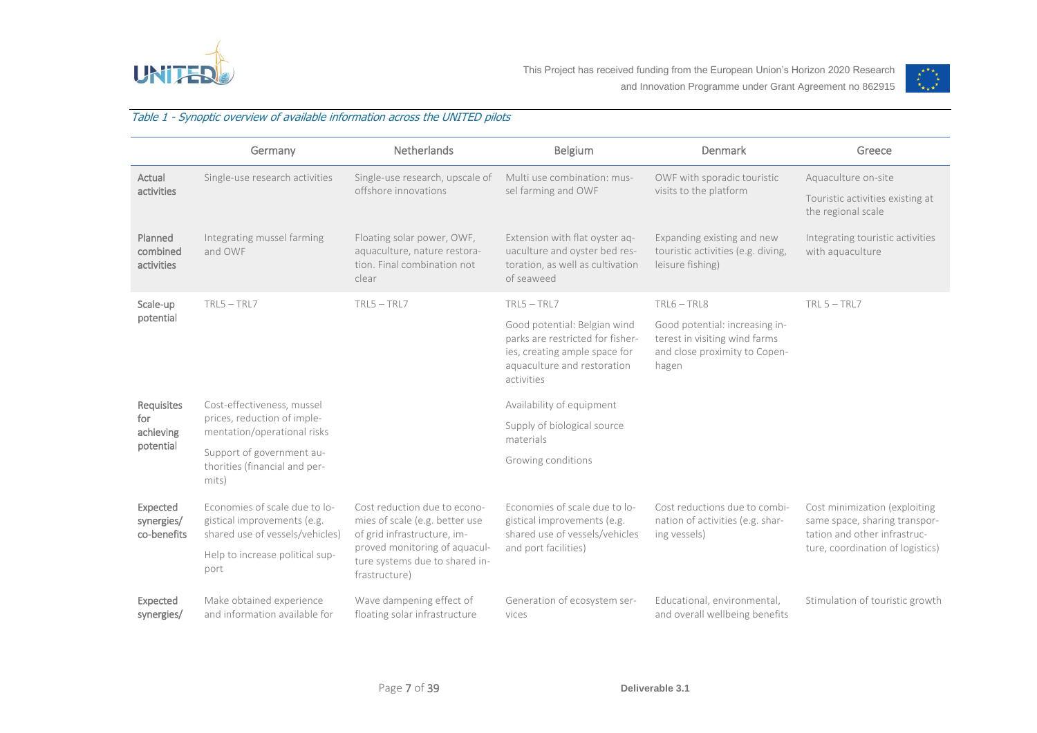*Table 1 - Synoptic overview of available information across the UNITED pilots*

| | Germany | Netherlands | Belgium | Denmark | Greece |
|---|---|---|---|---|---|
| Actual activities | Single-use research activities | Single-use research, upscale of offshore innovations | Multi use combination: mussel farming and OWF | OWF with sporadic touristic visits to the platform | Aquaculture on-site<br>Touristic activities existing at the regional scale |
| Planned combined activities | Integrating mussel farming and OWF | Floating solar power, OWF, aquaculture, nature restoration. Final combination not clear | Extension with flat oyster aquaculture and oyster bed restoration, as well as cultivation of seaweed | Expanding existing and new touristic activities (e.g. diving, leisure fishing) | Integrating touristic activities with aquaculture |
| Scale-up potential | TRL5 – TRL7 | TRL5 – TRL7 | TRL5 – TRL7<br>Good potential: Belgian wind parks are restricted for fisheries, creating ample space for aquaculture and restoration activities | TRL6 – TRL8<br>Good potential: increasing interest in visiting wind farms and close proximity to Copenhagen | TRL 5 – TRL7 |
| Requisites for achieving potential | Cost-effectiveness, mussel prices, reduction of implementation/operational risks<br>Support of government authorities (financial and permits) | | Availability of equipment<br>Supply of biological source materials<br>Growing conditions | | |
| Expected synergies/ co-benefits | Economies of scale due to logistical improvements (e.g. shared use of vessels/vehicles)<br>Help to increase political support | Cost reduction due to economies of scale (e.g. better use of grid infrastructure, improved monitoring of aquaculture systems due to shared infrastructure) | Economies of scale due to logistical improvements (e.g. shared use of vessels/vehicles and port facilities) | Cost reductions due to combination of activities (e.g. sharing vessels) | Cost minimization (exploiting same space, sharing transportation and other infrastructure, coordination of logistics) |
| Expected synergies/ | Make obtained experience and information available for | Wave dampening effect of floating solar infrastructure | Generation of ecosystem services | Educational, environmental, and overall wellbeing benefits | Stimulation of touristic growth |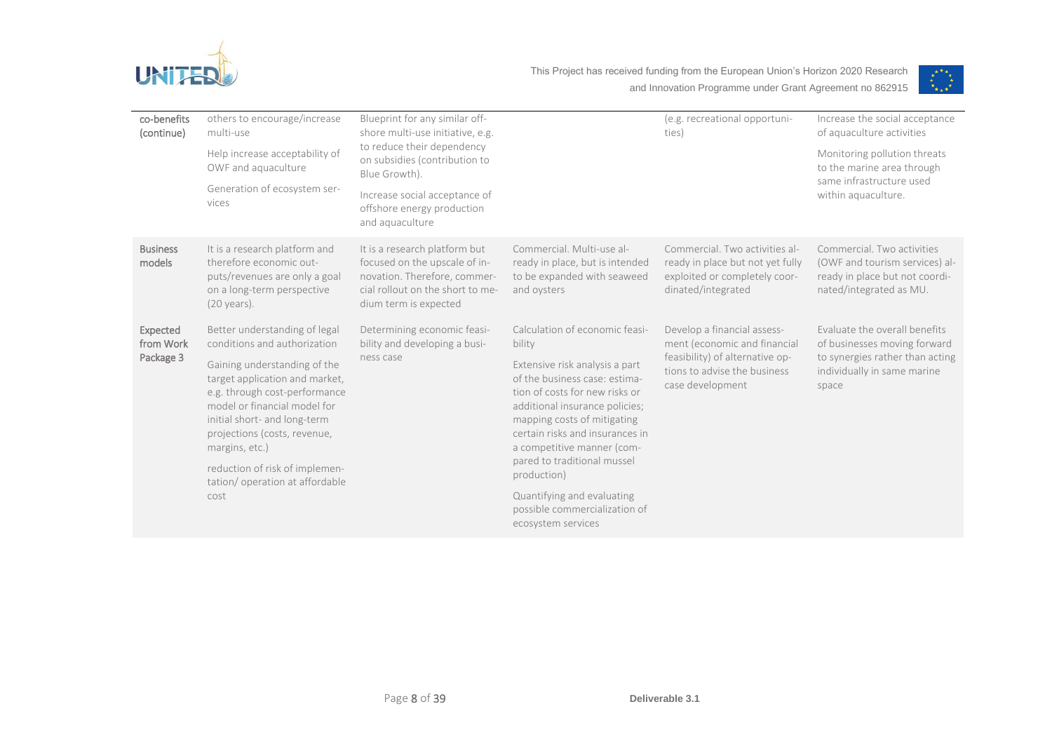| | | | | | |
|---|---|---|---|---|---|
| co-benefits (continue) | others to encourage/increase multi-use<br><br>Help increase acceptability of OWF and aquaculture<br><br>Generation of ecosystem services | Blueprint for any similar offshore multi-use initiative, e.g. to reduce their dependency on subsidies (contribution to Blue Growth).<br><br>Increase social acceptance of offshore energy production and aquaculture | | (e.g. recreational opportunities) | Increase the social acceptance of aquaculture activities<br><br>Monitoring pollution threats to the marine area through same infrastructure used within aquaculture. |
| **Business models** | It is a research platform and therefore economic outputs/revenues are only a goal on a long-term perspective (20 years). | It is a research platform but focused on the upscale of innovation. Therefore, commercial rollout on the short to medium term is expected | Commercial. Multi-use already in place, but is intended to be expanded with seaweed and oysters | Commercial. Two activities already in place but not yet fully exploited or completely coordinated/integrated | Commercial. Two activities (OWF and tourism services) already in place but not coordinated/integrated as MU. |
| **Expected from Work Package 3** | Better understanding of legal conditions and authorization<br><br>Gaining understanding of the target application and market, e.g. through cost-performance model or financial model for initial short- and long-term projections (costs, revenue, margins, etc.)<br><br>reduction of risk of implementation/ operation at affordable cost | Determining economic feasibility and developing a business case | Calculation of economic feasibility<br><br>Extensive risk analysis a part of the business case: estimation of costs for new risks or additional insurance policies; mapping costs of mitigating certain risks and insurances in a competitive manner (compared to traditional mussel production)<br><br>Quantifying and evaluating possible commercialization of ecosystem services | Develop a financial assessment (economic and financial feasibility) of alternative options to advise the business case development | Evaluate the overall benefits of businesses moving forward to synergies rather than acting individually in same marine space |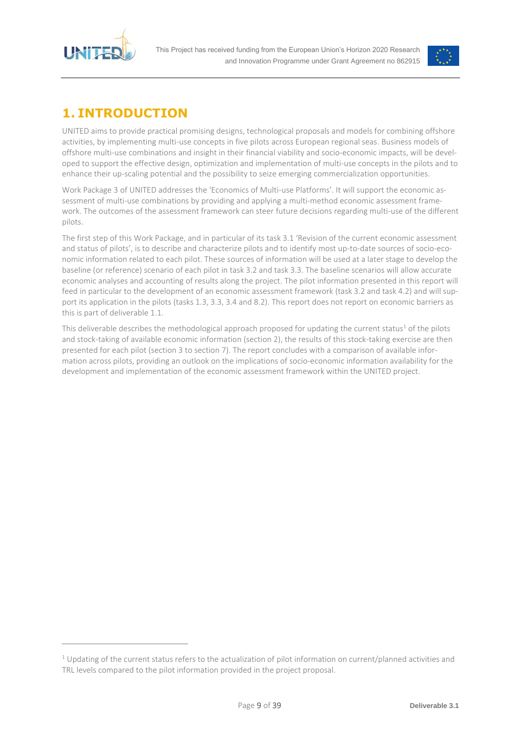# 1. INTRODUCTION

UNITED aims to provide practical promising designs, technological proposals and models for combining offshore activities, by implementing multi-use concepts in five pilots across European regional seas. Business models of offshore multi-use combinations and insight in their financial viability and socio-economic impacts, will be developed to support the effective design, optimization and implementation of multi-use concepts in the pilots and to enhance their up-scaling potential and the possibility to seize emerging commercialization opportunities.

Work Package 3 of UNITED addresses the 'Economics of Multi-use Platforms'. It will support the economic assessment of multi-use combinations by providing and applying a multi-method economic assessment framework. The outcomes of the assessment framework can steer future decisions regarding multi-use of the different pilots.

The first step of this Work Package, and in particular of its task 3.1 'Revision of the current economic assessment and status of pilots', is to describe and characterize pilots and to identify most up-to-date sources of socio-economic information related to each pilot. These sources of information will be used at a later stage to develop the baseline (or reference) scenario of each pilot in task 3.2 and task 3.3. The baseline scenarios will allow accurate economic analyses and accounting of results along the project. The pilot information presented in this report will feed in particular to the development of an economic assessment framework (task 3.2 and task 4.2) and will support its application in the pilots (tasks 1.3, 3.3, 3.4 and 8.2). This report does not report on economic barriers as this is part of deliverable 1.1.

This deliverable describes the methodological approach proposed for updating the current status[1] of the pilots and stock-taking of available economic information (section 2), the results of this stock-taking exercise are then presented for each pilot (section 3 to section 7). The report concludes with a comparison of available information across pilots, providing an outlook on the implications of socio-economic information availability for the development and implementation of the economic assessment framework within the UNITED project.

---

[1] Updating of the current status refers to the actualization of pilot information on current/planned activities and TRL levels compared to the pilot information provided in the project proposal.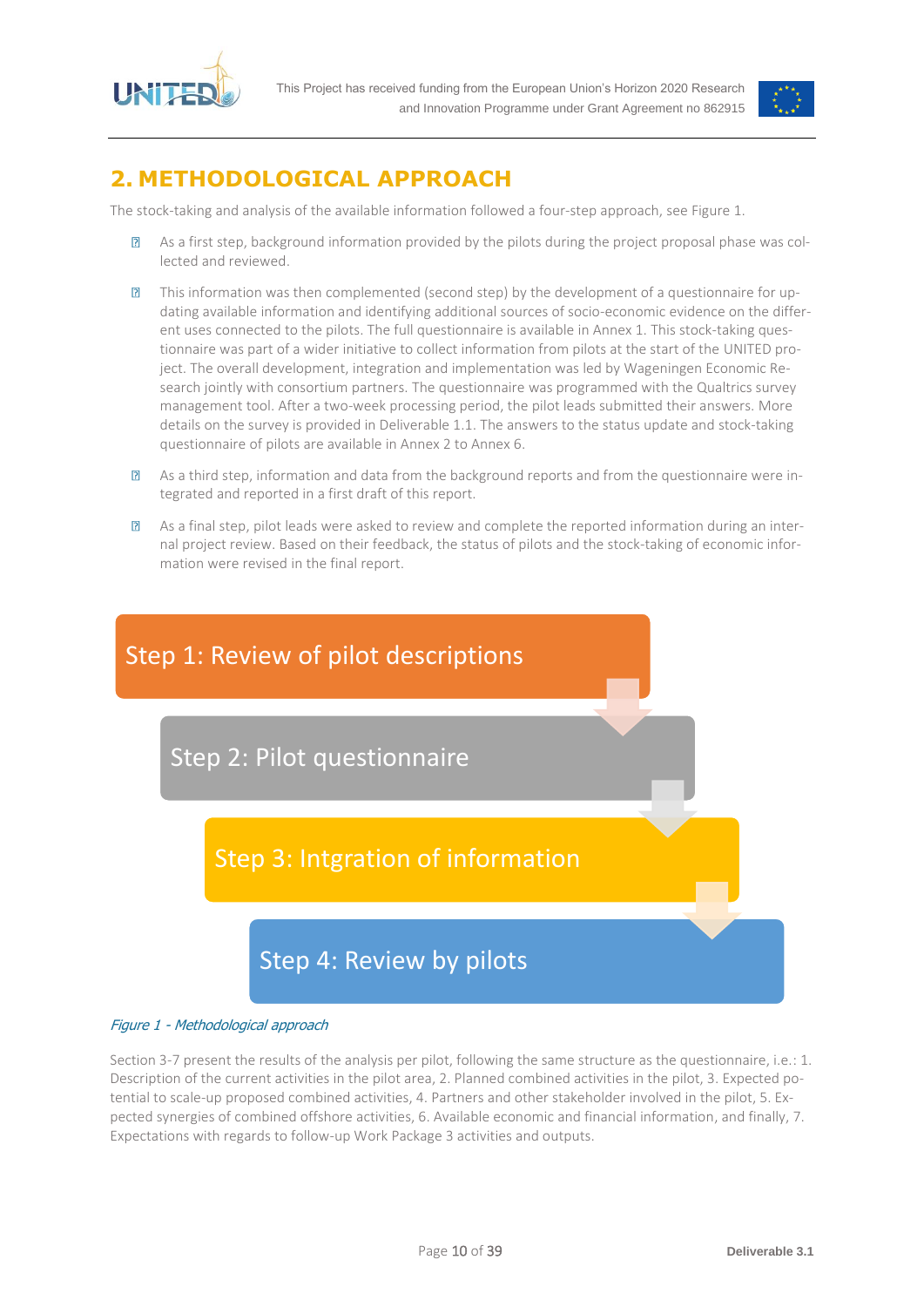# 2. METHODOLOGICAL APPROACH

The stock-taking and analysis of the available information followed a four-step approach, see Figure 1.

- As a first step, background information provided by the pilots during the project proposal phase was collected and reviewed.
- This information was then complemented (second step) by the development of a questionnaire for updating available information and identifying additional sources of socio-economic evidence on the different uses connected to the pilots. The full questionnaire is available in Annex 1. This stock-taking questionnaire was part of a wider initiative to collect information from pilots at the start of the UNITED project. The overall development, integration and implementation was led by Wageningen Economic Research jointly with consortium partners. The questionnaire was programmed with the Qualtrics survey management tool. After a two-week processing period, the pilot leads submitted their answers. More details on the survey is provided in Deliverable 1.1. The answers to the status update and stock-taking questionnaire of pilots are available in Annex 2 to Annex 6.
- As a third step, information and data from the background reports and from the questionnaire were integrated and reported in a first draft of this report.
- As a final step, pilot leads were asked to review and complete the reported information during an internal project review. Based on their feedback, the status of pilots and the stock-taking of economic information were revised in the final report.

Step 1: Review of pilot descriptions

Step 2: Pilot questionnaire

Step 3: Intgration of information

Step 4: Review by pilots

*Figure 1 - Methodological approach*

Section 3-7 present the results of the analysis per pilot, following the same structure as the questionnaire, i.e.: 1. Description of the current activities in the pilot area, 2. Planned combined activities in the pilot, 3. Expected potential to scale-up proposed combined activities, 4. Partners and other stakeholder involved in the pilot, 5. Expected synergies of combined offshore activities, 6. Available economic and financial information, and finally, 7. Expectations with regards to follow-up Work Package 3 activities and outputs.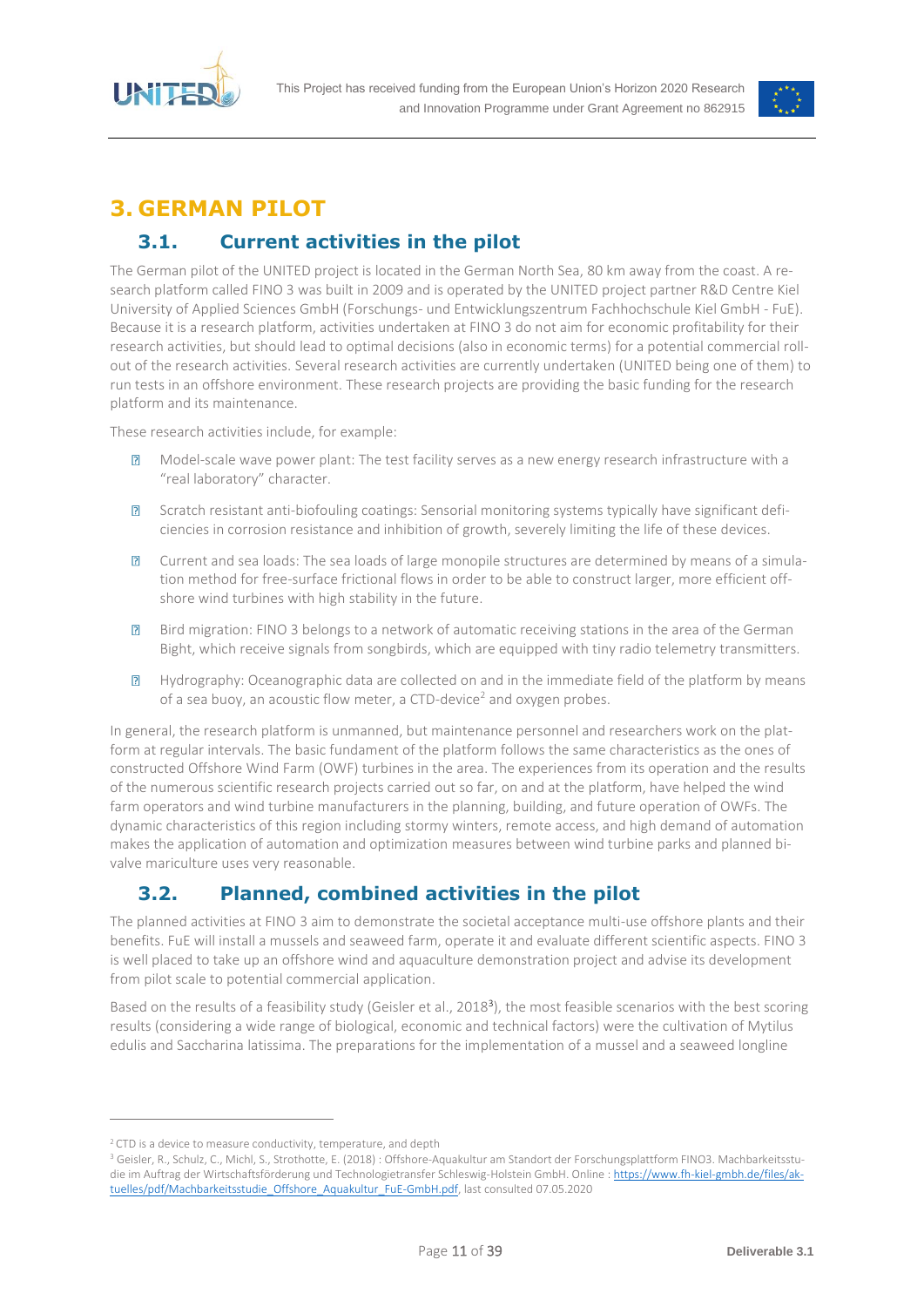# 3. GERMAN PILOT

## 3.1. Current activities in the pilot

The German pilot of the UNITED project is located in the German North Sea, 80 km away from the coast. A research platform called FINO 3 was built in 2009 and is operated by the UNITED project partner R&D Centre Kiel University of Applied Sciences GmbH (Forschungs- und Entwicklungszentrum Fachhochschule Kiel GmbH - FuE). Because it is a research platform, activities undertaken at FINO 3 do not aim for economic profitability for their research activities, but should lead to optimal decisions (also in economic terms) for a potential commercial roll-out of the research activities. Several research activities are currently undertaken (UNITED being one of them) to run tests in an offshore environment. These research projects are providing the basic funding for the research platform and its maintenance.

These research activities include, for example:

- Model-scale wave power plant: The test facility serves as a new energy research infrastructure with a "real laboratory" character.
- Scratch resistant anti-biofouling coatings: Sensorial monitoring systems typically have significant deficiencies in corrosion resistance and inhibition of growth, severely limiting the life of these devices.
- Current and sea loads: The sea loads of large monopile structures are determined by means of a simulation method for free-surface frictional flows in order to be able to construct larger, more efficient offshore wind turbines with high stability in the future.
- Bird migration: FINO 3 belongs to a network of automatic receiving stations in the area of the German Bight, which receive signals from songbirds, which are equipped with tiny radio telemetry transmitters.
- Hydrography: Oceanographic data are collected on and in the immediate field of the platform by means of a sea buoy, an acoustic flow meter, a CTD-device[2] and oxygen probes.

In general, the research platform is unmanned, but maintenance personnel and researchers work on the platform at regular intervals. The basic fundament of the platform follows the same characteristics as the ones of constructed Offshore Wind Farm (OWF) turbines in the area. The experiences from its operation and the results of the numerous scientific research projects carried out so far, on and at the platform, have helped the wind farm operators and wind turbine manufacturers in the planning, building, and future operation of OWFs. The dynamic characteristics of this region including stormy winters, remote access, and high demand of automation makes the application of automation and optimization measures between wind turbine parks and planned bivalve mariculture uses very reasonable.

## 3.2. Planned, combined activities in the pilot

The planned activities at FINO 3 aim to demonstrate the societal acceptance multi-use offshore plants and their benefits. FuE will install a mussels and seaweed farm, operate it and evaluate different scientific aspects. FINO 3 is well placed to take up an offshore wind and aquaculture demonstration project and advise its development from pilot scale to potential commercial application.

Based on the results of a feasibility study (Geisler et al., 2018[3]), the most feasible scenarios with the best scoring results (considering a wide range of biological, economic and technical factors) were the cultivation of Mytilus edulis and Saccharina latissima. The preparations for the implementation of a mussel and a seaweed longline

---

[2] CTD is a device to measure conductivity, temperature, and depth

[3] Geisler, R., Schulz, C., Michl, S., Strothotte, E. (2018) : Offshore-Aquakultur am Standort der Forschungsplattform FINO3. Machbarkeitsstudie im Auftrag der Wirtschaftsförderung und Technologietransfer Schleswig-Holstein GmbH. Online : https://www.fh-kiel-gmbh.de/files/aktuelles/pdf/Machbarkeitsstudie_Offshore_Aquakultur_FuE-GmbH.pdf, last consulted 07.05.2020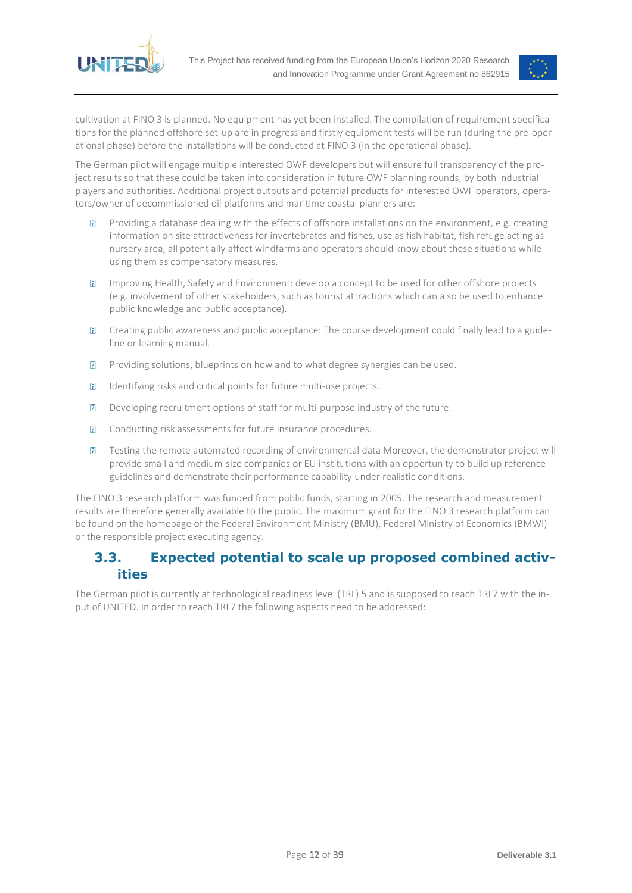cultivation at FINO 3 is planned. No equipment has yet been installed. The compilation of requirement specifications for the planned offshore set-up are in progress and firstly equipment tests will be run (during the pre-operational phase) before the installations will be conducted at FINO 3 (in the operational phase).

The German pilot will engage multiple interested OWF developers but will ensure full transparency of the project results so that these could be taken into consideration in future OWF planning rounds, by both industrial players and authorities. Additional project outputs and potential products for interested OWF operators, operators/owner of decommissioned oil platforms and maritime coastal planners are:

- Providing a database dealing with the effects of offshore installations on the environment, e.g. creating information on site attractiveness for invertebrates and fishes, use as fish habitat, fish refuge acting as nursery area, all potentially affect windfarms and operators should know about these situations while using them as compensatory measures.
- Improving Health, Safety and Environment: develop a concept to be used for other offshore projects (e.g. involvement of other stakeholders, such as tourist attractions which can also be used to enhance public knowledge and public acceptance).
- Creating public awareness and public acceptance: The course development could finally lead to a guideline or learning manual.
- Providing solutions, blueprints on how and to what degree synergies can be used.
- Identifying risks and critical points for future multi-use projects.
- Developing recruitment options of staff for multi-purpose industry of the future.
- Conducting risk assessments for future insurance procedures.
- Testing the remote automated recording of environmental data Moreover, the demonstrator project will provide small and medium-size companies or EU institutions with an opportunity to build up reference guidelines and demonstrate their performance capability under realistic conditions.

The FINO 3 research platform was funded from public funds, starting in 2005. The research and measurement results are therefore generally available to the public. The maximum grant for the FINO 3 research platform can be found on the homepage of the Federal Environment Ministry (BMU), Federal Ministry of Economics (BMWI) or the responsible project executing agency.

## 3.3. Expected potential to scale up proposed combined activities

The German pilot is currently at technological readiness level (TRL) 5 and is supposed to reach TRL7 with the input of UNITED. In order to reach TRL7 the following aspects need to be addressed: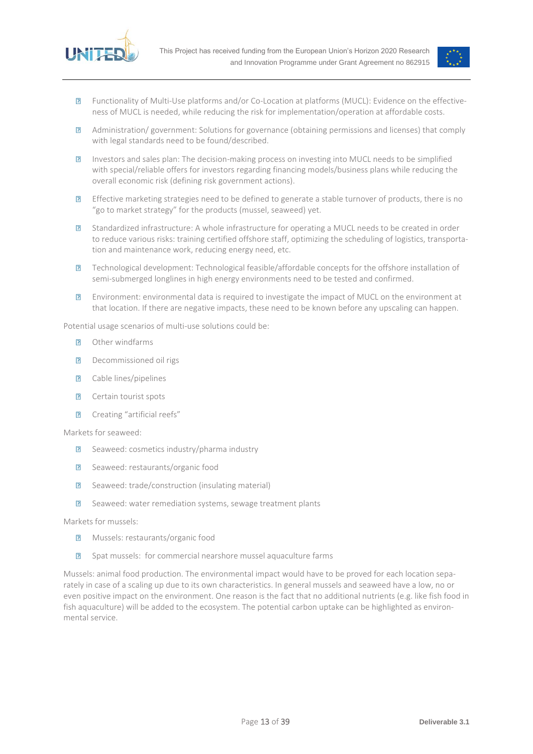- Functionality of Multi-Use platforms and/or Co-Location at platforms (MUCL): Evidence on the effectiveness of MUCL is needed, while reducing the risk for implementation/operation at affordable costs.
- Administration/ government: Solutions for governance (obtaining permissions and licenses) that comply with legal standards need to be found/described.
- Investors and sales plan: The decision-making process on investing into MUCL needs to be simplified with special/reliable offers for investors regarding financing models/business plans while reducing the overall economic risk (defining risk government actions).
- Effective marketing strategies need to be defined to generate a stable turnover of products, there is no "go to market strategy" for the products (mussel, seaweed) yet.
- Standardized infrastructure: A whole infrastructure for operating a MUCL needs to be created in order to reduce various risks: training certified offshore staff, optimizing the scheduling of logistics, transportation and maintenance work, reducing energy need, etc.
- Technological development: Technological feasible/affordable concepts for the offshore installation of semi-submerged longlines in high energy environments need to be tested and confirmed.
- Environment: environmental data is required to investigate the impact of MUCL on the environment at that location. If there are negative impacts, these need to be known before any upscaling can happen.

Potential usage scenarios of multi-use solutions could be:

- Other windfarms
- Decommissioned oil rigs
- Cable lines/pipelines
- Certain tourist spots
- Creating "artificial reefs"

Markets for seaweed:

- Seaweed: cosmetics industry/pharma industry
- Seaweed: restaurants/organic food
- Seaweed: trade/construction (insulating material)
- Seaweed: water remediation systems, sewage treatment plants

Markets for mussels:

- Mussels: restaurants/organic food
- Spat mussels: for commercial nearshore mussel aquaculture farms

Mussels: animal food production. The environmental impact would have to be proved for each location separately in case of a scaling up due to its own characteristics. In general mussels and seaweed have a low, no or even positive impact on the environment. One reason is the fact that no additional nutrients (e.g. like fish food in fish aquaculture) will be added to the ecosystem. The potential carbon uptake can be highlighted as environmental service.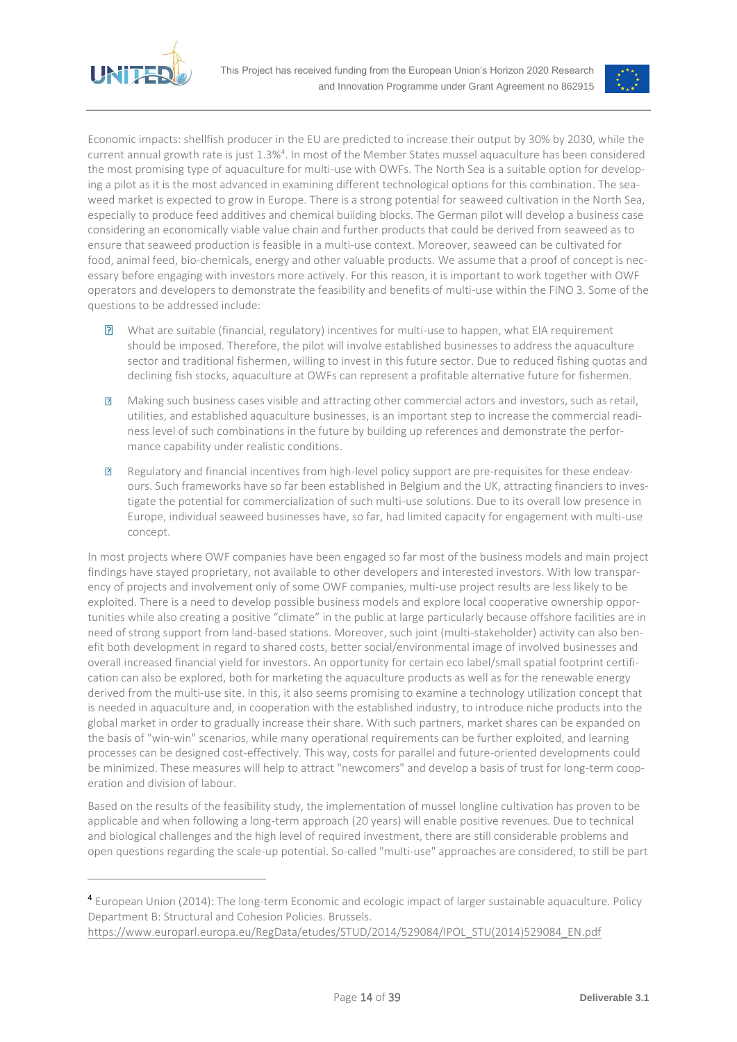Economic impacts: shellfish producer in the EU are predicted to increase their output by 30% by 2030, while the current annual growth rate is just 1.3%[4]. In most of the Member States mussel aquaculture has been considered the most promising type of aquaculture for multi-use with OWFs. The North Sea is a suitable option for developing a pilot as it is the most advanced in examining different technological options for this combination. The seaweed market is expected to grow in Europe. There is a strong potential for seaweed cultivation in the North Sea, especially to produce feed additives and chemical building blocks. The German pilot will develop a business case considering an economically viable value chain and further products that could be derived from seaweed as to ensure that seaweed production is feasible in a multi-use context. Moreover, seaweed can be cultivated for food, animal feed, bio-chemicals, energy and other valuable products. We assume that a proof of concept is necessary before engaging with investors more actively. For this reason, it is important to work together with OWF operators and developers to demonstrate the feasibility and benefits of multi-use within the FINO 3. Some of the questions to be addressed include:

- What are suitable (financial, regulatory) incentives for multi-use to happen, what EIA requirement should be imposed. Therefore, the pilot will involve established businesses to address the aquaculture sector and traditional fishermen, willing to invest in this future sector. Due to reduced fishing quotas and declining fish stocks, aquaculture at OWFs can represent a profitable alternative future for fishermen.
- Making such business cases visible and attracting other commercial actors and investors, such as retail, utilities, and established aquaculture businesses, is an important step to increase the commercial readiness level of such combinations in the future by building up references and demonstrate the performance capability under realistic conditions.
- Regulatory and financial incentives from high-level policy support are pre-requisites for these endeavours. Such frameworks have so far been established in Belgium and the UK, attracting financiers to investigate the potential for commercialization of such multi-use solutions. Due to its overall low presence in Europe, individual seaweed businesses have, so far, had limited capacity for engagement with multi-use concept.

In most projects where OWF companies have been engaged so far most of the business models and main project findings have stayed proprietary, not available to other developers and interested investors. With low transparency of projects and involvement only of some OWF companies, multi-use project results are less likely to be exploited. There is a need to develop possible business models and explore local cooperative ownership opportunities while also creating a positive "climate" in the public at large particularly because offshore facilities are in need of strong support from land-based stations. Moreover, such joint (multi-stakeholder) activity can also benefit both development in regard to shared costs, better social/environmental image of involved businesses and overall increased financial yield for investors. An opportunity for certain eco label/small spatial footprint certification can also be explored, both for marketing the aquaculture products as well as for the renewable energy derived from the multi-use site. In this, it also seems promising to examine a technology utilization concept that is needed in aquaculture and, in cooperation with the established industry, to introduce niche products into the global market in order to gradually increase their share. With such partners, market shares can be expanded on the basis of "win-win" scenarios, while many operational requirements can be further exploited, and learning processes can be designed cost-effectively. This way, costs for parallel and future-oriented developments could be minimized. These measures will help to attract "newcomers" and develop a basis of trust for long-term cooperation and division of labour.

Based on the results of the feasibility study, the implementation of mussel longline cultivation has proven to be applicable and when following a long-term approach (20 years) will enable positive revenues. Due to technical and biological challenges and the high level of required investment, there are still considerable problems and open questions regarding the scale-up potential. So-called "multi-use" approaches are considered, to still be part

[4] European Union (2014): The long-term Economic and ecologic impact of larger sustainable aquaculture. Policy Department B: Structural and Cohesion Policies. Brussels. https://www.europarl.europa.eu/RegData/etudes/STUD/2014/529084/IPOL_STU(2014)529084_EN.pdf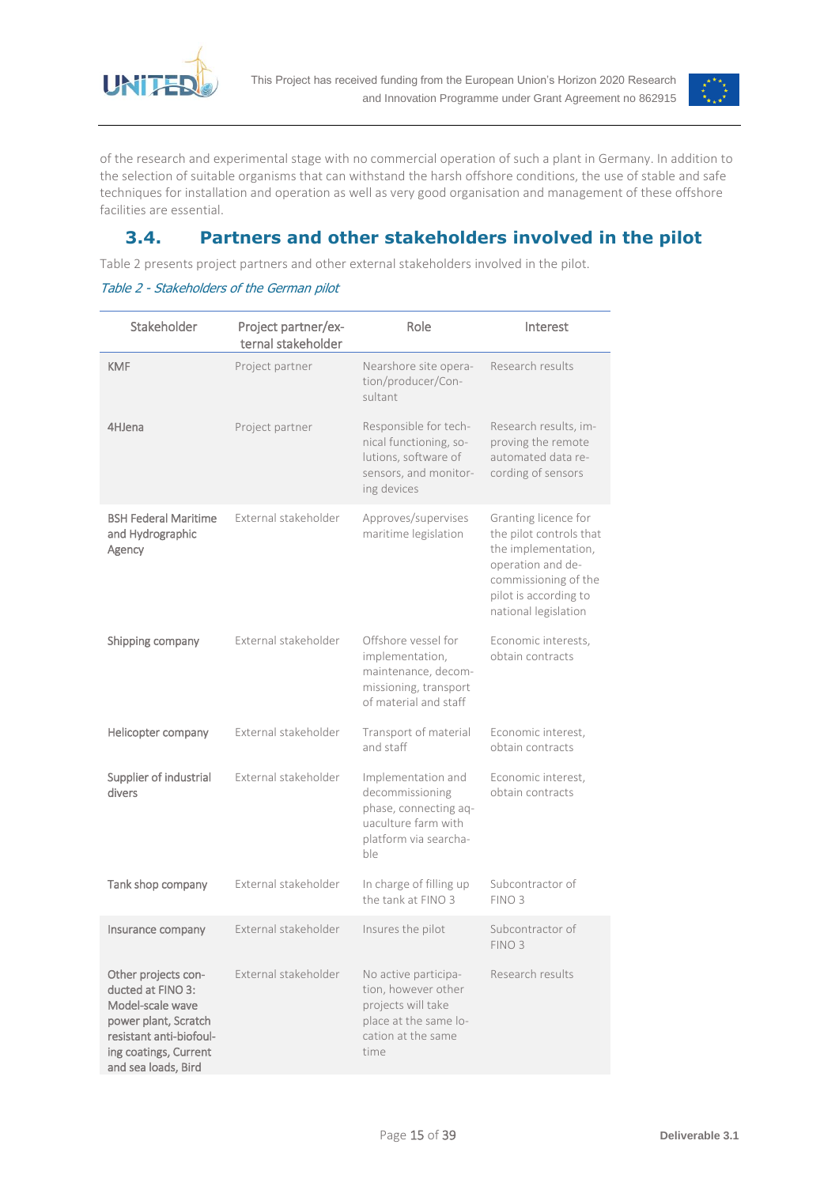of the research and experimental stage with no commercial operation of such a plant in Germany. In addition to the selection of suitable organisms that can withstand the harsh offshore conditions, the use of stable and safe techniques for installation and operation as well as very good organisation and management of these offshore facilities are essential.

## 3.4. Partners and other stakeholders involved in the pilot

Table 2 presents project partners and other external stakeholders involved in the pilot.

*Table 2 - Stakeholders of the German pilot*

| Stakeholder | Project partner/external stakeholder | Role | Interest |
|---|---|---|---|
| KMF | Project partner | Nearshore site operation/producer/Consultant | Research results |
| 4HJena | Project partner | Responsible for technical functioning, solutions, software of sensors, and monitoring devices | Research results, improving the remote automated data recording of sensors |
| BSH Federal Maritime and Hydrographic Agency | External stakeholder | Approves/supervises maritime legislation | Granting licence for the pilot controls that the implementation, operation and decommissioning of the pilot is according to national legislation |
| Shipping company | External stakeholder | Offshore vessel for implementation, maintenance, decommissioning, transport of material and staff | Economic interests, obtain contracts |
| Helicopter company | External stakeholder | Transport of material and staff | Economic interest, obtain contracts |
| Supplier of industrial divers | External stakeholder | Implementation and decommissioning phase, connecting aquaculture farm with platform via searchable | Economic interest, obtain contracts |
| Tank shop company | External stakeholder | In charge of filling up the tank at FINO 3 | Subcontractor of FINO 3 |
| Insurance company | External stakeholder | Insures the pilot | Subcontractor of FINO 3 |
| Other projects conducted at FINO 3: Model-scale wave power plant, Scratch resistant anti-biofouling coatings, Current and sea loads, Bird | External stakeholder | No active participation, however other projects will take place at the same location at the same time | Research results |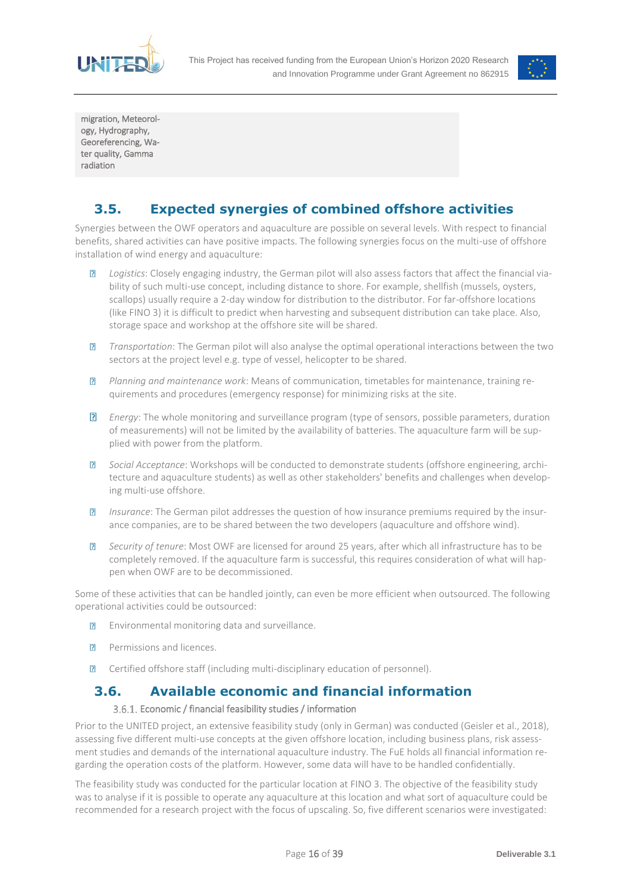| migration, Meteorology, Hydrography, Georeferencing, Water quality, Gamma radiation |
|---|

## 3.5. Expected synergies of combined offshore activities

Synergies between the OWF operators and aquaculture are possible on several levels. With respect to financial benefits, shared activities can have positive impacts. The following synergies focus on the multi-use of offshore installation of wind energy and aquaculture:

- *Logistics*: Closely engaging industry, the German pilot will also assess factors that affect the financial viability of such multi-use concept, including distance to shore. For example, shellfish (mussels, oysters, scallops) usually require a 2-day window for distribution to the distributor. For far-offshore locations (like FINO 3) it is difficult to predict when harvesting and subsequent distribution can take place. Also, storage space and workshop at the offshore site will be shared.
- *Transportation*: The German pilot will also analyse the optimal operational interactions between the two sectors at the project level e.g. type of vessel, helicopter to be shared.
- *Planning and maintenance work*: Means of communication, timetables for maintenance, training requirements and procedures (emergency response) for minimizing risks at the site.
- *Energy*: The whole monitoring and surveillance program (type of sensors, possible parameters, duration of measurements) will not be limited by the availability of batteries. The aquaculture farm will be supplied with power from the platform.
- *Social Acceptance*: Workshops will be conducted to demonstrate students (offshore engineering, architecture and aquaculture students) as well as other stakeholders' benefits and challenges when developing multi-use offshore.
- *Insurance*: The German pilot addresses the question of how insurance premiums required by the insurance companies, are to be shared between the two developers (aquaculture and offshore wind).
- *Security of tenure*: Most OWF are licensed for around 25 years, after which all infrastructure has to be completely removed. If the aquaculture farm is successful, this requires consideration of what will happen when OWF are to be decommissioned.

Some of these activities that can be handled jointly, can even be more efficient when outsourced. The following operational activities could be outsourced:

- Environmental monitoring data and surveillance.
- Permissions and licences.
- Certified offshore staff (including multi-disciplinary education of personnel).

## 3.6. Available economic and financial information

### 3.6.1. Economic / financial feasibility studies / information

Prior to the UNITED project, an extensive feasibility study (only in German) was conducted (Geisler et al., 2018), assessing five different multi-use concepts at the given offshore location, including business plans, risk assessment studies and demands of the international aquaculture industry. The FuE holds all financial information regarding the operation costs of the platform. However, some data will have to be handled confidentially.

The feasibility study was conducted for the particular location at FINO 3. The objective of the feasibility study was to analyse if it is possible to operate any aquaculture at this location and what sort of aquaculture could be recommended for a research project with the focus of upscaling. So, five different scenarios were investigated: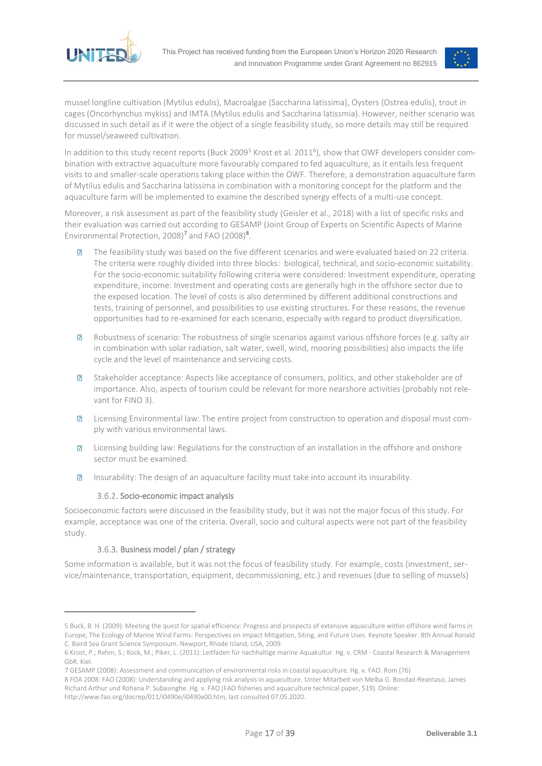mussel longline cultivation (Mytilus edulis), Macroalgae (Saccharina latissima), Oysters (Ostrea edulis), trout in cages (Oncorhynchus mykiss) and IMTA (Mytilus edulis and Saccharina latissmia). However, neither scenario was discussed in such detail as if it were the object of a single feasibility study, so more details may still be required for mussel/seaweed cultivation.

In addition to this study recent reports (Buck 2009[5] Krost et al. 2011[6]), show that OWF developers consider combination with extractive aquaculture more favourably compared to fed aquaculture, as it entails less frequent visits to and smaller-scale operations taking place within the OWF. Therefore, a demonstration aquaculture farm of Mytilus edulis and Saccharina latissima in combination with a monitoring concept for the platform and the aquaculture farm will be implemented to examine the described synergy effects of a multi-use concept.

Moreover, a risk assessment as part of the feasibility study (Geisler et al., 2018) with a list of specific risks and their evaluation was carried out according to GESAMP (Joint Group of Experts on Scientific Aspects of Marine Environmental Protection, 2008)[7] and FAO (2008)[8].

- The feasibility study was based on the five different scenarios and were evaluated based on 22 criteria. The criteria were roughly divided into three blocks: biological, technical, and socio-economic suitability. For the socio-economic suitability following criteria were considered: Investment expenditure, operating expenditure, income: Investment and operating costs are generally high in the offshore sector due to the exposed location. The level of costs is also determined by different additional constructions and tests, training of personnel, and possibilities to use existing structures. For these reasons, the revenue opportunities had to re-examined for each scenario, especially with regard to product diversification.
- Robustness of scenario: The robustness of single scenarios against various offshore forces (e.g. salty air in combination with solar radiation, salt water, swell, wind, mooring possibilities) also impacts the life cycle and the level of maintenance and servicing costs.
- Stakeholder acceptance: Aspects like acceptance of consumers, politics, and other stakeholder are of importance. Also, aspects of tourism could be relevant for more nearshore activities (probably not relevant for FINO 3).
- Licensing Environmental law: The entire project from construction to operation and disposal must comply with various environmental laws.
- Licensing building law: Regulations for the construction of an installation in the offshore and onshore sector must be examined.
- Insurability: The design of an aquaculture facility must take into account its insurability.

### 3.6.2. Socio-economic impact analysis

Socioeconomic factors were discussed in the feasibility study, but it was not the major focus of this study. For example, acceptance was one of the criteria. Overall, socio and cultural aspects were not part of the feasibility study.

### 3.6.3. Business model / plan / strategy

Some information is available, but it was not the focus of feasibility study. For example, costs (investment, service/maintenance, transportation, equipment, decommissioning, etc.) and revenues (due to selling of mussels)

---

5 Buck, B. H. (2009): Meeting the quest for spatial efficiency: Progress and prospects of extensive aquaculture within offshore wind farms in Europe, The Ecology of Marine Wind Farms: Perspectives on Impact Mitigation, Siting, and Future Uses. Keynote Speaker. 8th Annual Ronald C. Baird Sea Grant Science Symposium. Newport, Rhode Island, USA, 2009.

6 Krost, P.; Rehm, S.; Kock, M.; Piker, L. (2011): Leitfaden für nachhaltige marine Aquakultur. Hg. v. CRM - Coastal Research & Management GbR. Kiel.

7 GESAMP (2008): Assessment and communication of environmental risks in coastal aquaculture. Hg. v. FAO. Rom (76)

8 FOA 2008: FAO (2008): Understanding and applying risk analysis in aquaculture. Unter Mitarbeit von Melba G. Bondad-Reantaso, James Richard Arthur und Rohana P. Subasinghe. Hg. v. FAO (FAO fisheries and aquaculture technical paper, 519). Online: http://www.fao.org/docrep/011/i0490e/i0490e00.htm, last consulted 07.05.2020.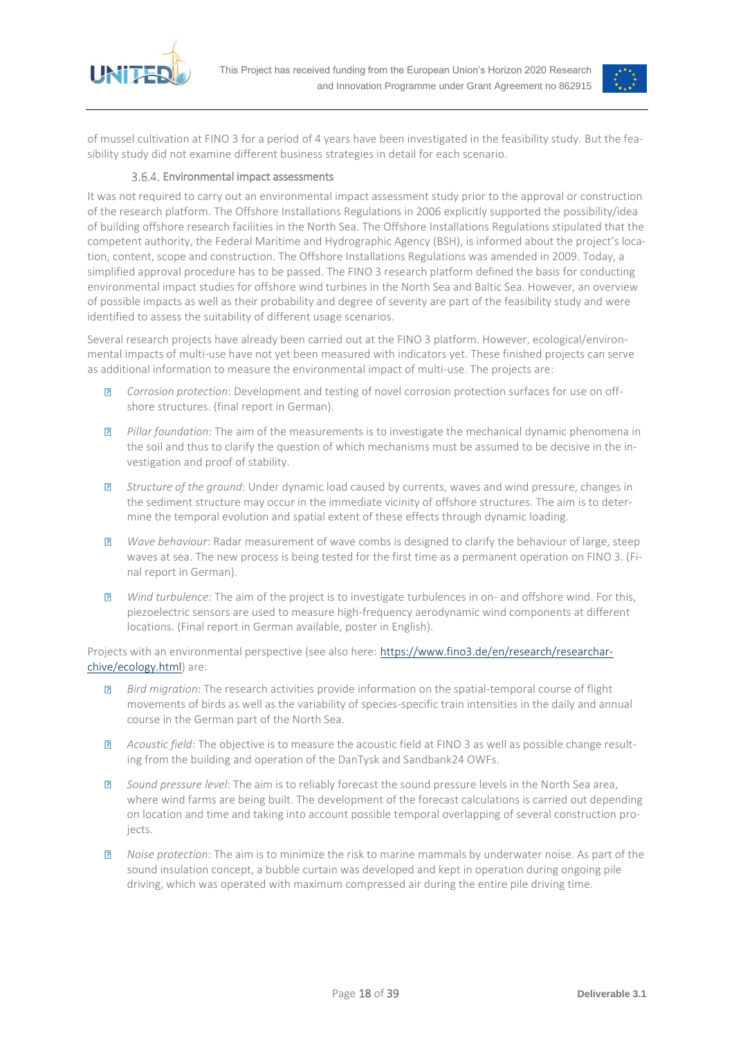of mussel cultivation at FINO 3 for a period of 4 years have been investigated in the feasibility study. But the feasibility study did not examine different business strategies in detail for each scenario.

### 3.6.4. Environmental impact assessments

It was not required to carry out an environmental impact assessment study prior to the approval or construction of the research platform. The Offshore Installations Regulations in 2006 explicitly supported the possibility/idea of building offshore research facilities in the North Sea. The Offshore Installations Regulations stipulated that the competent authority, the Federal Maritime and Hydrographic Agency (BSH), is informed about the project's location, content, scope and construction. The Offshore Installations Regulations was amended in 2009. Today, a simplified approval procedure has to be passed. The FINO 3 research platform defined the basis for conducting environmental impact studies for offshore wind turbines in the North Sea and Baltic Sea. However, an overview of possible impacts as well as their probability and degree of severity are part of the feasibility study and were identified to assess the suitability of different usage scenarios.

Several research projects have already been carried out at the FINO 3 platform. However, ecological/environmental impacts of multi-use have not yet been measured with indicators yet. These finished projects can serve as additional information to measure the environmental impact of multi-use. The projects are:

- *Corrosion protection*: Development and testing of novel corrosion protection surfaces for use on offshore structures. (final report in German).
- *Pillar foundation*: The aim of the measurements is to investigate the mechanical dynamic phenomena in the soil and thus to clarify the question of which mechanisms must be assumed to be decisive in the investigation and proof of stability.
- *Structure of the ground*: Under dynamic load caused by currents, waves and wind pressure, changes in the sediment structure may occur in the immediate vicinity of offshore structures. The aim is to determine the temporal evolution and spatial extent of these effects through dynamic loading.
- *Wave behaviour*: Radar measurement of wave combs is designed to clarify the behaviour of large, steep waves at sea. The new process is being tested for the first time as a permanent operation on FINO 3. (Final report in German).
- *Wind turbulence*: The aim of the project is to investigate turbulences in on- and offshore wind. For this, piezoelectric sensors are used to measure high-frequency aerodynamic wind components at different locations. (Final report in German available, poster in English).

Projects with an environmental perspective (see also here: https://www.fino3.de/en/research/researcharchive/ecology.html) are:

- *Bird migration*: The research activities provide information on the spatial-temporal course of flight movements of birds as well as the variability of species-specific train intensities in the daily and annual course in the German part of the North Sea.
- *Acoustic field*: The objective is to measure the acoustic field at FINO 3 as well as possible change resulting from the building and operation of the DanTysk and Sandbank24 OWFs.
- *Sound pressure level*: The aim is to reliably forecast the sound pressure levels in the North Sea area, where wind farms are being built. The development of the forecast calculations is carried out depending on location and time and taking into account possible temporal overlapping of several construction projects.
- *Noise protection*: The aim is to minimize the risk to marine mammals by underwater noise. As part of the sound insulation concept, a bubble curtain was developed and kept in operation during ongoing pile driving, which was operated with maximum compressed air during the entire pile driving time.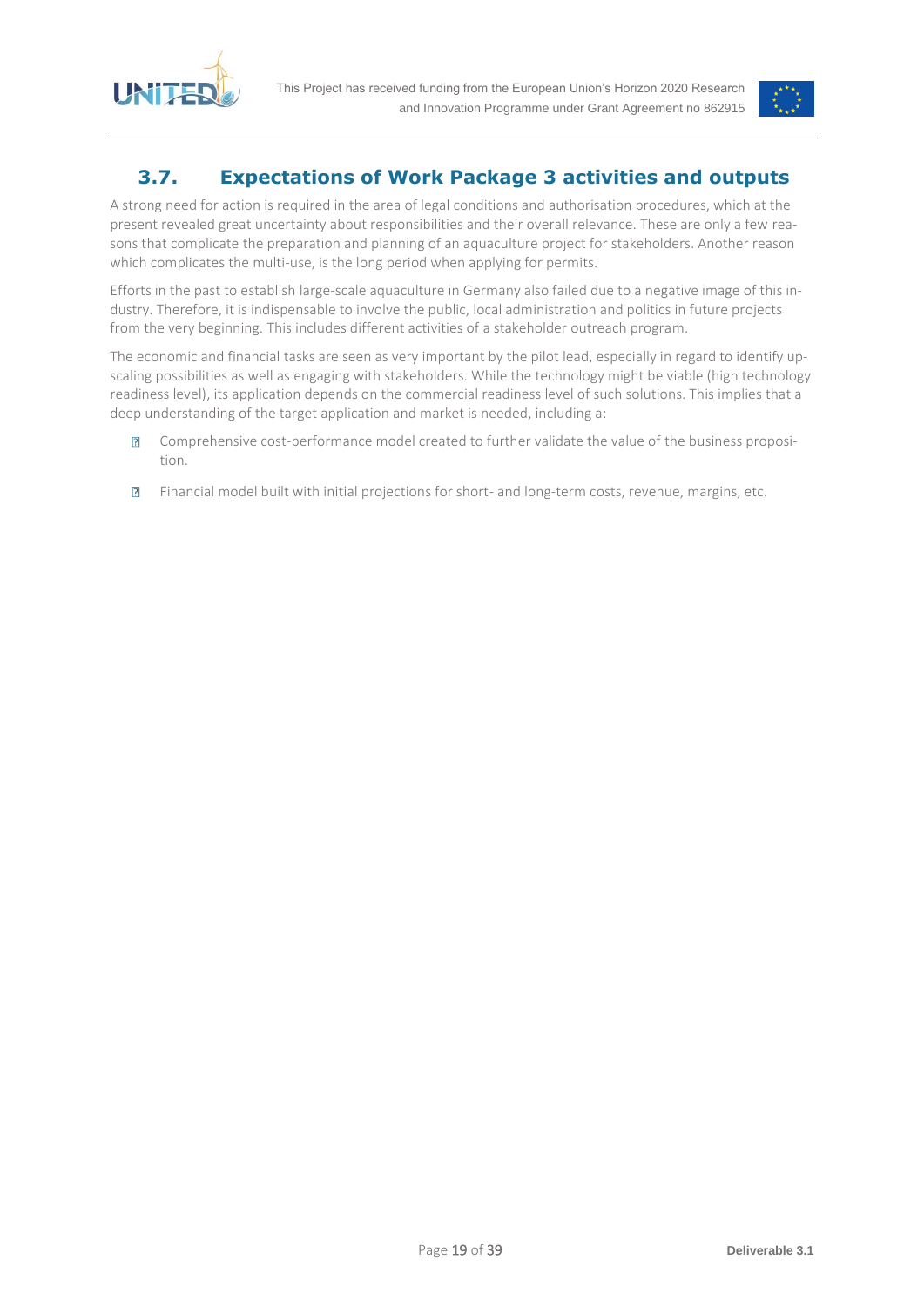## 3.7. Expectations of Work Package 3 activities and outputs

A strong need for action is required in the area of legal conditions and authorisation procedures, which at the present revealed great uncertainty about responsibilities and their overall relevance. These are only a few reasons that complicate the preparation and planning of an aquaculture project for stakeholders. Another reason which complicates the multi-use, is the long period when applying for permits.

Efforts in the past to establish large-scale aquaculture in Germany also failed due to a negative image of this industry. Therefore, it is indispensable to involve the public, local administration and politics in future projects from the very beginning. This includes different activities of a stakeholder outreach program.

The economic and financial tasks are seen as very important by the pilot lead, especially in regard to identify upscaling possibilities as well as engaging with stakeholders. While the technology might be viable (high technology readiness level), its application depends on the commercial readiness level of such solutions. This implies that a deep understanding of the target application and market is needed, including a:

- Comprehensive cost-performance model created to further validate the value of the business proposition.
- Financial model built with initial projections for short- and long-term costs, revenue, margins, etc.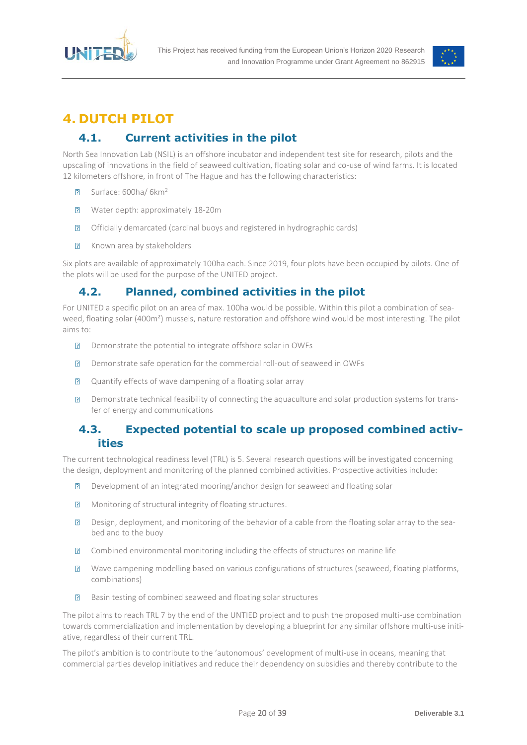# 4. DUTCH PILOT

## 4.1. Current activities in the pilot

North Sea Innovation Lab (NSIL) is an offshore incubator and independent test site for research, pilots and the upscaling of innovations in the field of seaweed cultivation, floating solar and co-use of wind farms. It is located 12 kilometers offshore, in front of The Hague and has the following characteristics:

- Surface: 600ha/ 6km$^2$
- Water depth: approximately 18-20m
- Officially demarcated (cardinal buoys and registered in hydrographic cards)
- Known area by stakeholders

Six plots are available of approximately 100ha each. Since 2019, four plots have been occupied by pilots. One of the plots will be used for the purpose of the UNITED project.

## 4.2. Planned, combined activities in the pilot

For UNITED a specific pilot on an area of max. 100ha would be possible. Within this pilot a combination of seaweed, floating solar (400m²) mussels, nature restoration and offshore wind would be most interesting. The pilot aims to:

- Demonstrate the potential to integrate offshore solar in OWFs
- Demonstrate safe operation for the commercial roll-out of seaweed in OWFs
- Quantify effects of wave dampening of a floating solar array
- Demonstrate technical feasibility of connecting the aquaculture and solar production systems for transfer of energy and communications

## 4.3. Expected potential to scale up proposed combined activities

The current technological readiness level (TRL) is 5. Several research questions will be investigated concerning the design, deployment and monitoring of the planned combined activities. Prospective activities include:

- Development of an integrated mooring/anchor design for seaweed and floating solar
- Monitoring of structural integrity of floating structures.
- Design, deployment, and monitoring of the behavior of a cable from the floating solar array to the seabed and to the buoy
- Combined environmental monitoring including the effects of structures on marine life
- Wave dampening modelling based on various configurations of structures (seaweed, floating platforms, combinations)
- Basin testing of combined seaweed and floating solar structures

The pilot aims to reach TRL 7 by the end of the UNTIED project and to push the proposed multi-use combination towards commercialization and implementation by developing a blueprint for any similar offshore multi-use initiative, regardless of their current TRL.

The pilot's ambition is to contribute to the 'autonomous' development of multi-use in oceans, meaning that commercial parties develop initiatives and reduce their dependency on subsidies and thereby contribute to the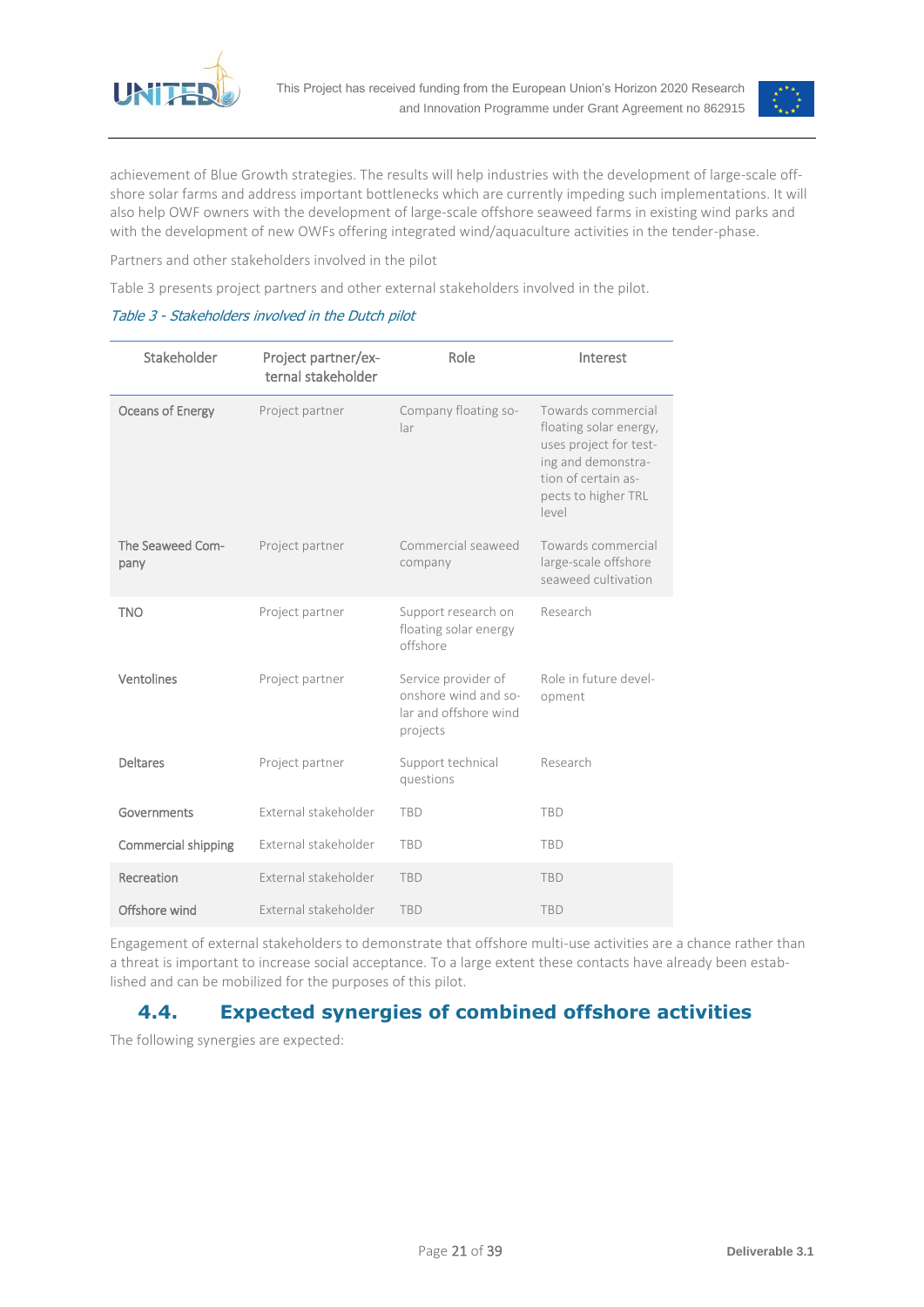achievement of Blue Growth strategies. The results will help industries with the development of large-scale offshore solar farms and address important bottlenecks which are currently impeding such implementations. It will also help OWF owners with the development of large-scale offshore seaweed farms in existing wind parks and with the development of new OWFs offering integrated wind/aquaculture activities in the tender-phase.

Partners and other stakeholders involved in the pilot

Table 3 presents project partners and other external stakeholders involved in the pilot.

*Table 3 - Stakeholders involved in the Dutch pilot*

| Stakeholder | Project partner/external stakeholder | Role | Interest |
|---|---|---|---|
| Oceans of Energy | Project partner | Company floating solar | Towards commercial floating solar energy, uses project for testing and demonstration of certain aspects to higher TRL level |
| The Seaweed Company | Project partner | Commercial seaweed company | Towards commercial large-scale offshore seaweed cultivation |
| TNO | Project partner | Support research on floating solar energy offshore | Research |
| Ventolines | Project partner | Service provider of onshore wind and solar and offshore wind projects | Role in future development |
| Deltares | Project partner | Support technical questions | Research |
| Governments | External stakeholder | TBD | TBD |
| Commercial shipping | External stakeholder | TBD | TBD |
| Recreation | External stakeholder | TBD | TBD |
| Offshore wind | External stakeholder | TBD | TBD |

Engagement of external stakeholders to demonstrate that offshore multi-use activities are a chance rather than a threat is important to increase social acceptance. To a large extent these contacts have already been established and can be mobilized for the purposes of this pilot.

## 4.4. Expected synergies of combined offshore activities

The following synergies are expected: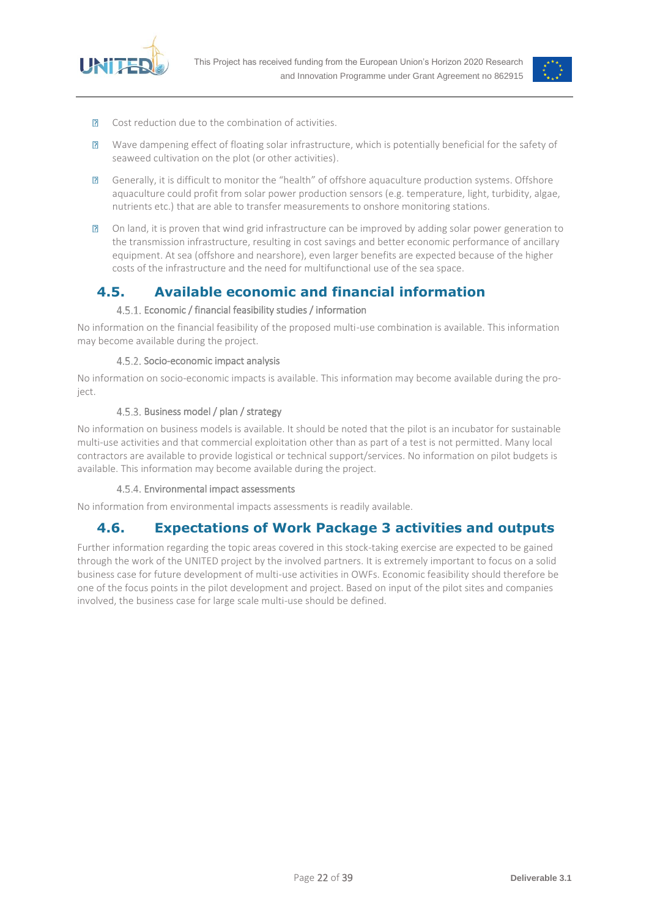- Cost reduction due to the combination of activities.
- Wave dampening effect of floating solar infrastructure, which is potentially beneficial for the safety of seaweed cultivation on the plot (or other activities).
- Generally, it is difficult to monitor the "health" of offshore aquaculture production systems. Offshore aquaculture could profit from solar power production sensors (e.g. temperature, light, turbidity, algae, nutrients etc.) that are able to transfer measurements to onshore monitoring stations.
- On land, it is proven that wind grid infrastructure can be improved by adding solar power generation to the transmission infrastructure, resulting in cost savings and better economic performance of ancillary equipment. At sea (offshore and nearshore), even larger benefits are expected because of the higher costs of the infrastructure and the need for multifunctional use of the sea space.

## 4.5. Available economic and financial information

### 4.5.1. Economic / financial feasibility studies / information

No information on the financial feasibility of the proposed multi-use combination is available. This information may become available during the project.

### 4.5.2. Socio-economic impact analysis

No information on socio-economic impacts is available. This information may become available during the project.

### 4.5.3. Business model / plan / strategy

No information on business models is available. It should be noted that the pilot is an incubator for sustainable multi-use activities and that commercial exploitation other than as part of a test is not permitted. Many local contractors are available to provide logistical or technical support/services. No information on pilot budgets is available. This information may become available during the project.

### 4.5.4. Environmental impact assessments

No information from environmental impacts assessments is readily available.

## 4.6. Expectations of Work Package 3 activities and outputs

Further information regarding the topic areas covered in this stock-taking exercise are expected to be gained through the work of the UNITED project by the involved partners. It is extremely important to focus on a solid business case for future development of multi-use activities in OWFs. Economic feasibility should therefore be one of the focus points in the pilot development and project. Based on input of the pilot sites and companies involved, the business case for large scale multi-use should be defined.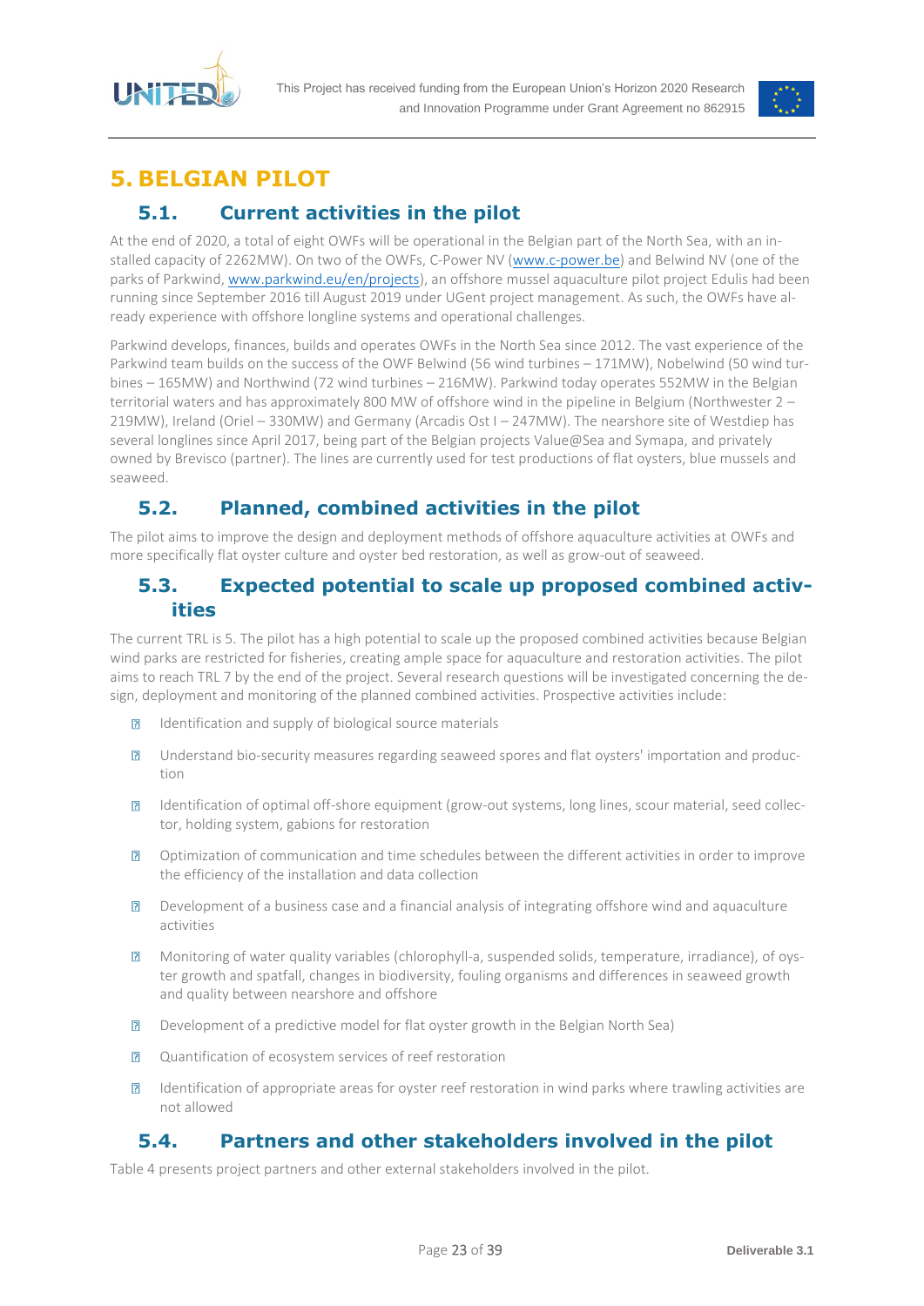# 5. BELGIAN PILOT

## 5.1. Current activities in the pilot

At the end of 2020, a total of eight OWFs will be operational in the Belgian part of the North Sea, with an installed capacity of 2262MW). On two of the OWFs, C-Power NV (www.c-power.be) and Belwind NV (one of the parks of Parkwind, www.parkwind.eu/en/projects), an offshore mussel aquaculture pilot project Edulis had been running since September 2016 till August 2019 under UGent project management. As such, the OWFs have already experience with offshore longline systems and operational challenges.

Parkwind develops, finances, builds and operates OWFs in the North Sea since 2012. The vast experience of the Parkwind team builds on the success of the OWF Belwind (56 wind turbines – 171MW), Nobelwind (50 wind turbines – 165MW) and Northwind (72 wind turbines – 216MW). Parkwind today operates 552MW in the Belgian territorial waters and has approximately 800 MW of offshore wind in the pipeline in Belgium (Northwester 2 – 219MW), Ireland (Oriel – 330MW) and Germany (Arcadis Ost I – 247MW). The nearshore site of Westdiep has several longlines since April 2017, being part of the Belgian projects Value@Sea and Symapa, and privately owned by Brevisco (partner). The lines are currently used for test productions of flat oysters, blue mussels and seaweed.

## 5.2. Planned, combined activities in the pilot

The pilot aims to improve the design and deployment methods of offshore aquaculture activities at OWFs and more specifically flat oyster culture and oyster bed restoration, as well as grow-out of seaweed.

## 5.3. Expected potential to scale up proposed combined activities

The current TRL is 5. The pilot has a high potential to scale up the proposed combined activities because Belgian wind parks are restricted for fisheries, creating ample space for aquaculture and restoration activities. The pilot aims to reach TRL 7 by the end of the project. Several research questions will be investigated concerning the design, deployment and monitoring of the planned combined activities. Prospective activities include:

- Identification and supply of biological source materials
- Understand bio-security measures regarding seaweed spores and flat oysters' importation and production
- Identification of optimal off-shore equipment (grow-out systems, long lines, scour material, seed collector, holding system, gabions for restoration
- Optimization of communication and time schedules between the different activities in order to improve the efficiency of the installation and data collection
- Development of a business case and a financial analysis of integrating offshore wind and aquaculture activities
- Monitoring of water quality variables (chlorophyll-a, suspended solids, temperature, irradiance), of oyster growth and spatfall, changes in biodiversity, fouling organisms and differences in seaweed growth and quality between nearshore and offshore
- Development of a predictive model for flat oyster growth in the Belgian North Sea)
- Quantification of ecosystem services of reef restoration
- Identification of appropriate areas for oyster reef restoration in wind parks where trawling activities are not allowed

## 5.4. Partners and other stakeholders involved in the pilot

Table 4 presents project partners and other external stakeholders involved in the pilot.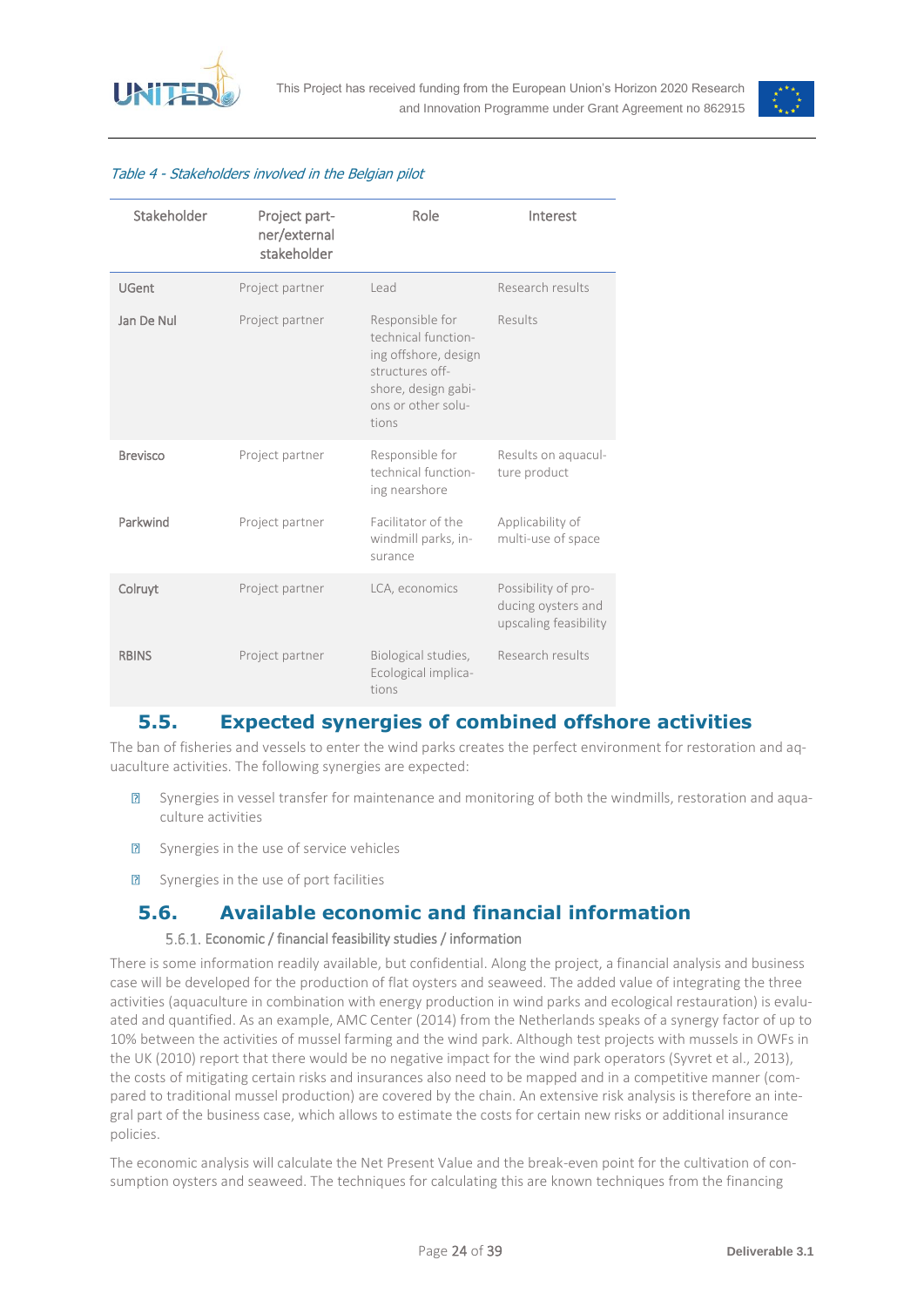*Table 4 - Stakeholders involved in the Belgian pilot*

| Stakeholder | Project partner/external stakeholder | Role | Interest |
|---|---|---|---|
| UGent | Project partner | Lead | Research results |
| Jan De Nul | Project partner | Responsible for technical functioning offshore, design structures offshore, design gabions or other solutions | Results |
| Brevisco | Project partner | Responsible for technical functioning nearshore | Results on aquaculture product |
| Parkwind | Project partner | Facilitator of the windmill parks, insurance | Applicability of multi-use of space |
| Colruyt | Project partner | LCA, economics | Possibility of producing oysters and upscaling feasibility |
| RBINS | Project partner | Biological studies, Ecological implications | Research results |

## 5.5. Expected synergies of combined offshore activities

The ban of fisheries and vessels to enter the wind parks creates the perfect environment for restoration and aquaculture activities. The following synergies are expected:

- Synergies in vessel transfer for maintenance and monitoring of both the windmills, restoration and aquaculture activities
- Synergies in the use of service vehicles
- Synergies in the use of port facilities

## 5.6. Available economic and financial information

### 5.6.1. Economic / financial feasibility studies / information

There is some information readily available, but confidential. Along the project, a financial analysis and business case will be developed for the production of flat oysters and seaweed. The added value of integrating the three activities (aquaculture in combination with energy production in wind parks and ecological restauration) is evaluated and quantified. As an example, AMC Center (2014) from the Netherlands speaks of a synergy factor of up to 10% between the activities of mussel farming and the wind park. Although test projects with mussels in OWFs in the UK (2010) report that there would be no negative impact for the wind park operators (Syvret et al., 2013), the costs of mitigating certain risks and insurances also need to be mapped and in a competitive manner (compared to traditional mussel production) are covered by the chain. An extensive risk analysis is therefore an integral part of the business case, which allows to estimate the costs for certain new risks or additional insurance policies.

The economic analysis will calculate the Net Present Value and the break-even point for the cultivation of consumption oysters and seaweed. The techniques for calculating this are known techniques from the financing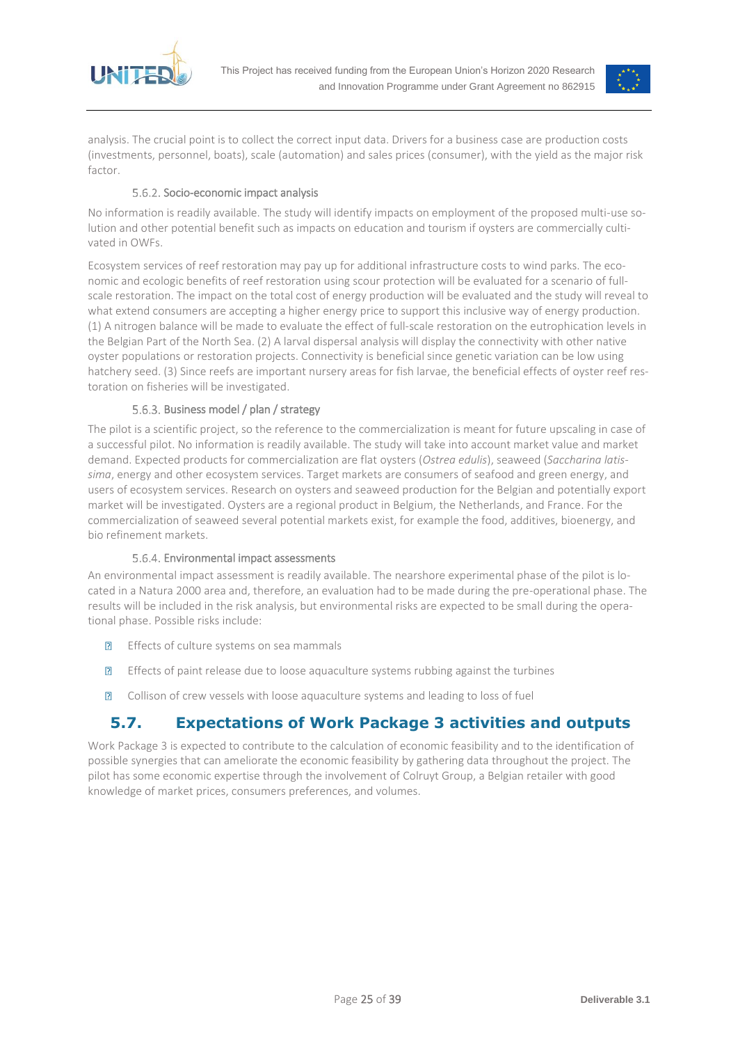analysis. The crucial point is to collect the correct input data. Drivers for a business case are production costs (investments, personnel, boats), scale (automation) and sales prices (consumer), with the yield as the major risk factor.

#### 5.6.2. Socio-economic impact analysis

No information is readily available. The study will identify impacts on employment of the proposed multi-use solution and other potential benefit such as impacts on education and tourism if oysters are commercially cultivated in OWFs.

Ecosystem services of reef restoration may pay up for additional infrastructure costs to wind parks. The economic and ecologic benefits of reef restoration using scour protection will be evaluated for a scenario of full-scale restoration. The impact on the total cost of energy production will be evaluated and the study will reveal to what extend consumers are accepting a higher energy price to support this inclusive way of energy production. (1) A nitrogen balance will be made to evaluate the effect of full-scale restoration on the eutrophication levels in the Belgian Part of the North Sea. (2) A larval dispersal analysis will display the connectivity with other native oyster populations or restoration projects. Connectivity is beneficial since genetic variation can be low using hatchery seed. (3) Since reefs are important nursery areas for fish larvae, the beneficial effects of oyster reef restoration on fisheries will be investigated.

#### 5.6.3. Business model / plan / strategy

The pilot is a scientific project, so the reference to the commercialization is meant for future upscaling in case of a successful pilot. No information is readily available. The study will take into account market value and market demand. Expected products for commercialization are flat oysters (*Ostrea edulis*), seaweed (*Saccharina latissima*, energy and other ecosystem services. Target markets are consumers of seafood and green energy, and users of ecosystem services. Research on oysters and seaweed production for the Belgian and potentially export market will be investigated. Oysters are a regional product in Belgium, the Netherlands, and France. For the commercialization of seaweed several potential markets exist, for example the food, additives, bioenergy, and bio refinement markets.

#### 5.6.4. Environmental impact assessments

An environmental impact assessment is readily available. The nearshore experimental phase of the pilot is located in a Natura 2000 area and, therefore, an evaluation had to be made during the pre-operational phase. The results will be included in the risk analysis, but environmental risks are expected to be small during the operational phase. Possible risks include:

- Effects of culture systems on sea mammals
- Effects of paint release due to loose aquaculture systems rubbing against the turbines
- Collison of crew vessels with loose aquaculture systems and leading to loss of fuel

## 5.7. Expectations of Work Package 3 activities and outputs

Work Package 3 is expected to contribute to the calculation of economic feasibility and to the identification of possible synergies that can ameliorate the economic feasibility by gathering data throughout the project. The pilot has some economic expertise through the involvement of Colruyt Group, a Belgian retailer with good knowledge of market prices, consumers preferences, and volumes.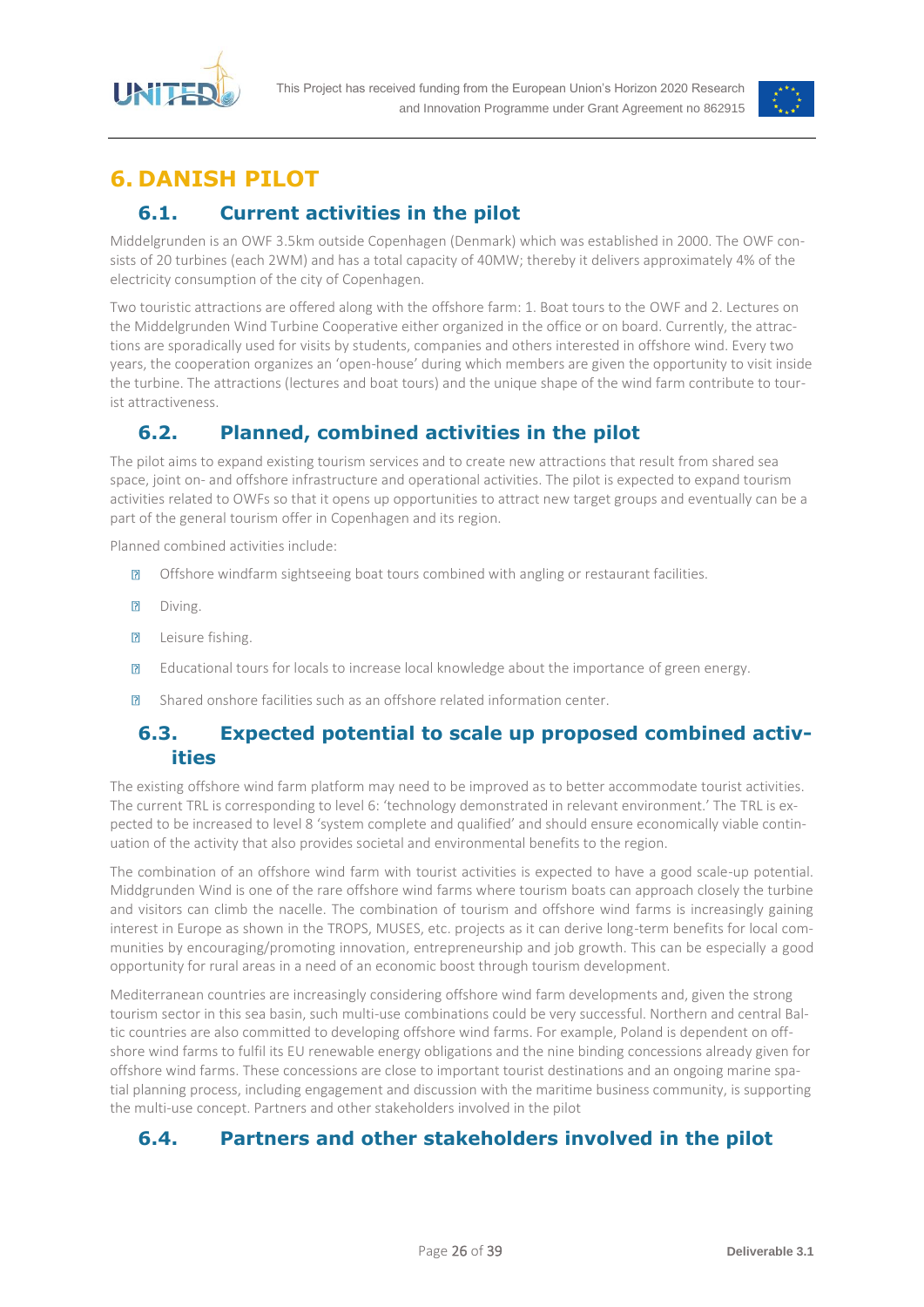# 6. DANISH PILOT

## 6.1. Current activities in the pilot

Middelgrunden is an OWF 3.5km outside Copenhagen (Denmark) which was established in 2000. The OWF consists of 20 turbines (each 2WM) and has a total capacity of 40MW; thereby it delivers approximately 4% of the electricity consumption of the city of Copenhagen.

Two touristic attractions are offered along with the offshore farm: 1. Boat tours to the OWF and 2. Lectures on the Middelgrunden Wind Turbine Cooperative either organized in the office or on board. Currently, the attractions are sporadically used for visits by students, companies and others interested in offshore wind. Every two years, the cooperation organizes an 'open-house' during which members are given the opportunity to visit inside the turbine. The attractions (lectures and boat tours) and the unique shape of the wind farm contribute to tourist attractiveness.

## 6.2. Planned, combined activities in the pilot

The pilot aims to expand existing tourism services and to create new attractions that result from shared sea space, joint on- and offshore infrastructure and operational activities. The pilot is expected to expand tourism activities related to OWFs so that it opens up opportunities to attract new target groups and eventually can be a part of the general tourism offer in Copenhagen and its region.

Planned combined activities include:

- Offshore windfarm sightseeing boat tours combined with angling or restaurant facilities.
- Diving.
- Leisure fishing.
- Educational tours for locals to increase local knowledge about the importance of green energy.
- Shared onshore facilities such as an offshore related information center.

## 6.3. Expected potential to scale up proposed combined activities

The existing offshore wind farm platform may need to be improved as to better accommodate tourist activities. The current TRL is corresponding to level 6: 'technology demonstrated in relevant environment.' The TRL is expected to be increased to level 8 'system complete and qualified' and should ensure economically viable continuation of the activity that also provides societal and environmental benefits to the region.

The combination of an offshore wind farm with tourist activities is expected to have a good scale-up potential. Middgrunden Wind is one of the rare offshore wind farms where tourism boats can approach closely the turbine and visitors can climb the nacelle. The combination of tourism and offshore wind farms is increasingly gaining interest in Europe as shown in the TROPS, MUSES, etc. projects as it can derive long-term benefits for local communities by encouraging/promoting innovation, entrepreneurship and job growth. This can be especially a good opportunity for rural areas in a need of an economic boost through tourism development.

Mediterranean countries are increasingly considering offshore wind farm developments and, given the strong tourism sector in this sea basin, such multi-use combinations could be very successful. Northern and central Baltic countries are also committed to developing offshore wind farms. For example, Poland is dependent on offshore wind farms to fulfil its EU renewable energy obligations and the nine binding concessions already given for offshore wind farms. These concessions are close to important tourist destinations and an ongoing marine spatial planning process, including engagement and discussion with the maritime business community, is supporting the multi-use concept. Partners and other stakeholders involved in the pilot

## 6.4. Partners and other stakeholders involved in the pilot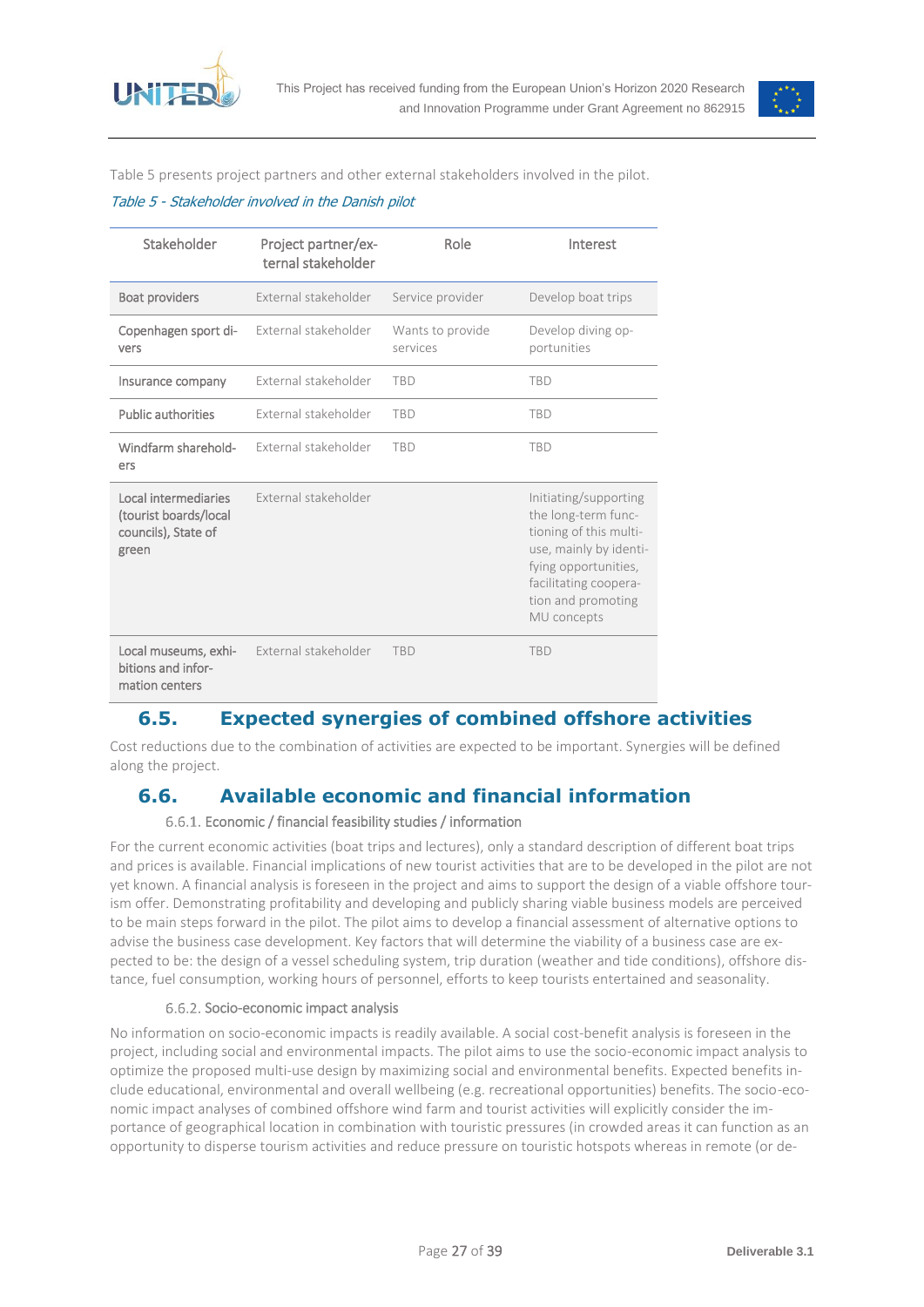Table 5 presents project partners and other external stakeholders involved in the pilot.

*Table 5 - Stakeholder involved in the Danish pilot*

| Stakeholder | Project partner/external stakeholder | Role | Interest |
|---|---|---|---|
| Boat providers | External stakeholder | Service provider | Develop boat trips |
| Copenhagen sport divers | External stakeholder | Wants to provide services | Develop diving opportunities |
| Insurance company | External stakeholder | TBD | TBD |
| Public authorities | External stakeholder | TBD | TBD |
| Windfarm shareholders | External stakeholder | TBD | TBD |
| Local intermediaries (tourist boards/local councils), State of green | External stakeholder | | Initiating/supporting the long-term functioning of this multi-use, mainly by identifying opportunities, facilitating cooperation and promoting MU concepts |
| Local museums, exhibitions and information centers | External stakeholder | TBD | TBD |

## 6.5. Expected synergies of combined offshore activities

Cost reductions due to the combination of activities are expected to be important. Synergies will be defined along the project.

## 6.6. Available economic and financial information

### 6.6.1. Economic / financial feasibility studies / information

For the current economic activities (boat trips and lectures), only a standard description of different boat trips and prices is available. Financial implications of new tourist activities that are to be developed in the pilot are not yet known. A financial analysis is foreseen in the project and aims to support the design of a viable offshore tourism offer. Demonstrating profitability and developing and publicly sharing viable business models are perceived to be main steps forward in the pilot. The pilot aims to develop a financial assessment of alternative options to advise the business case development. Key factors that will determine the viability of a business case are expected to be: the design of a vessel scheduling system, trip duration (weather and tide conditions), offshore distance, fuel consumption, working hours of personnel, efforts to keep tourists entertained and seasonality.

### 6.6.2. Socio-economic impact analysis

No information on socio-economic impacts is readily available. A social cost-benefit analysis is foreseen in the project, including social and environmental impacts. The pilot aims to use the socio-economic impact analysis to optimize the proposed multi-use design by maximizing social and environmental benefits. Expected benefits include educational, environmental and overall wellbeing (e.g. recreational opportunities) benefits. The socio-economic impact analyses of combined offshore wind farm and tourist activities will explicitly consider the importance of geographical location in combination with touristic pressures (in crowded areas it can function as an opportunity to disperse tourism activities and reduce pressure on touristic hotspots whereas in remote (or de-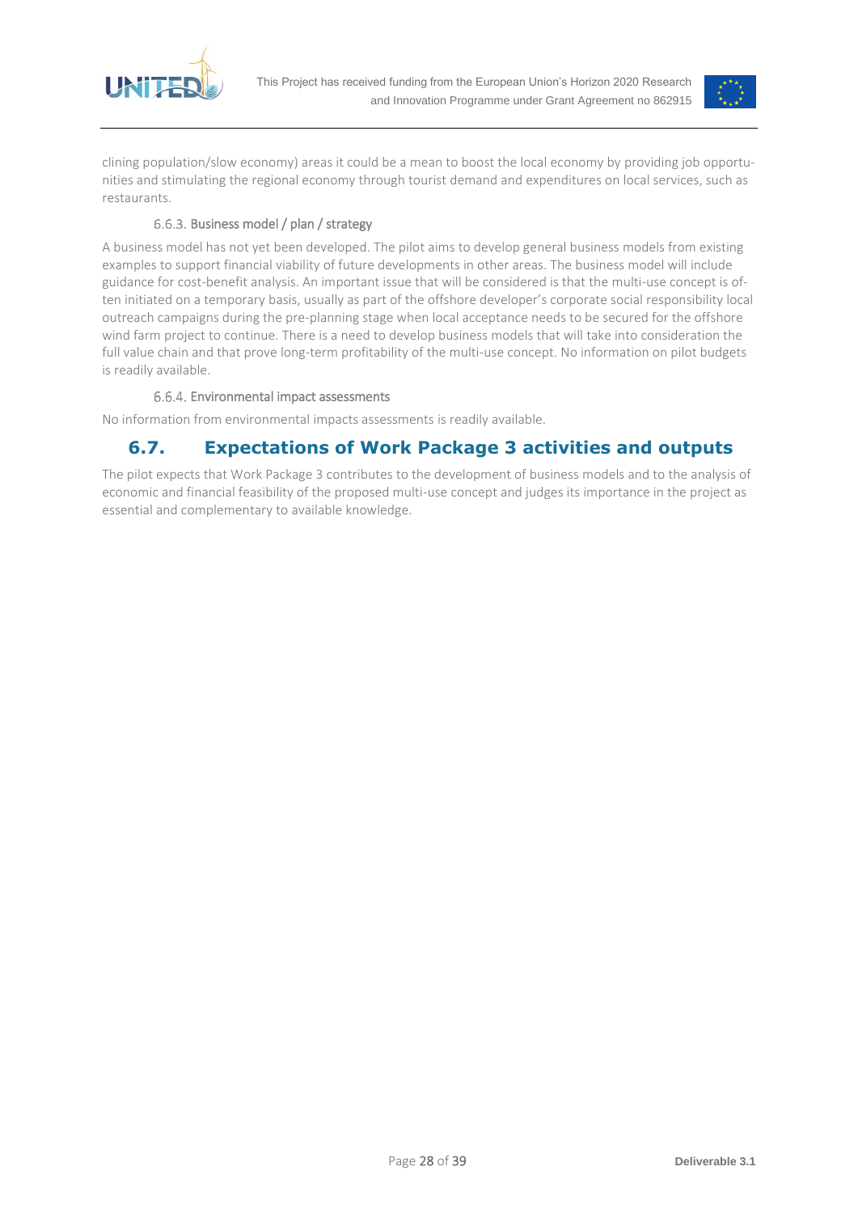clining population/slow economy) areas it could be a mean to boost the local economy by providing job opportunities and stimulating the regional economy through tourist demand and expenditures on local services, such as restaurants.

### 6.6.3. Business model / plan / strategy

A business model has not yet been developed. The pilot aims to develop general business models from existing examples to support financial viability of future developments in other areas. The business model will include guidance for cost-benefit analysis. An important issue that will be considered is that the multi-use concept is often initiated on a temporary basis, usually as part of the offshore developer's corporate social responsibility local outreach campaigns during the pre-planning stage when local acceptance needs to be secured for the offshore wind farm project to continue. There is a need to develop business models that will take into consideration the full value chain and that prove long-term profitability of the multi-use concept. No information on pilot budgets is readily available.

### 6.6.4. Environmental impact assessments

No information from environmental impacts assessments is readily available.

## 6.7. Expectations of Work Package 3 activities and outputs

The pilot expects that Work Package 3 contributes to the development of business models and to the analysis of economic and financial feasibility of the proposed multi-use concept and judges its importance in the project as essential and complementary to available knowledge.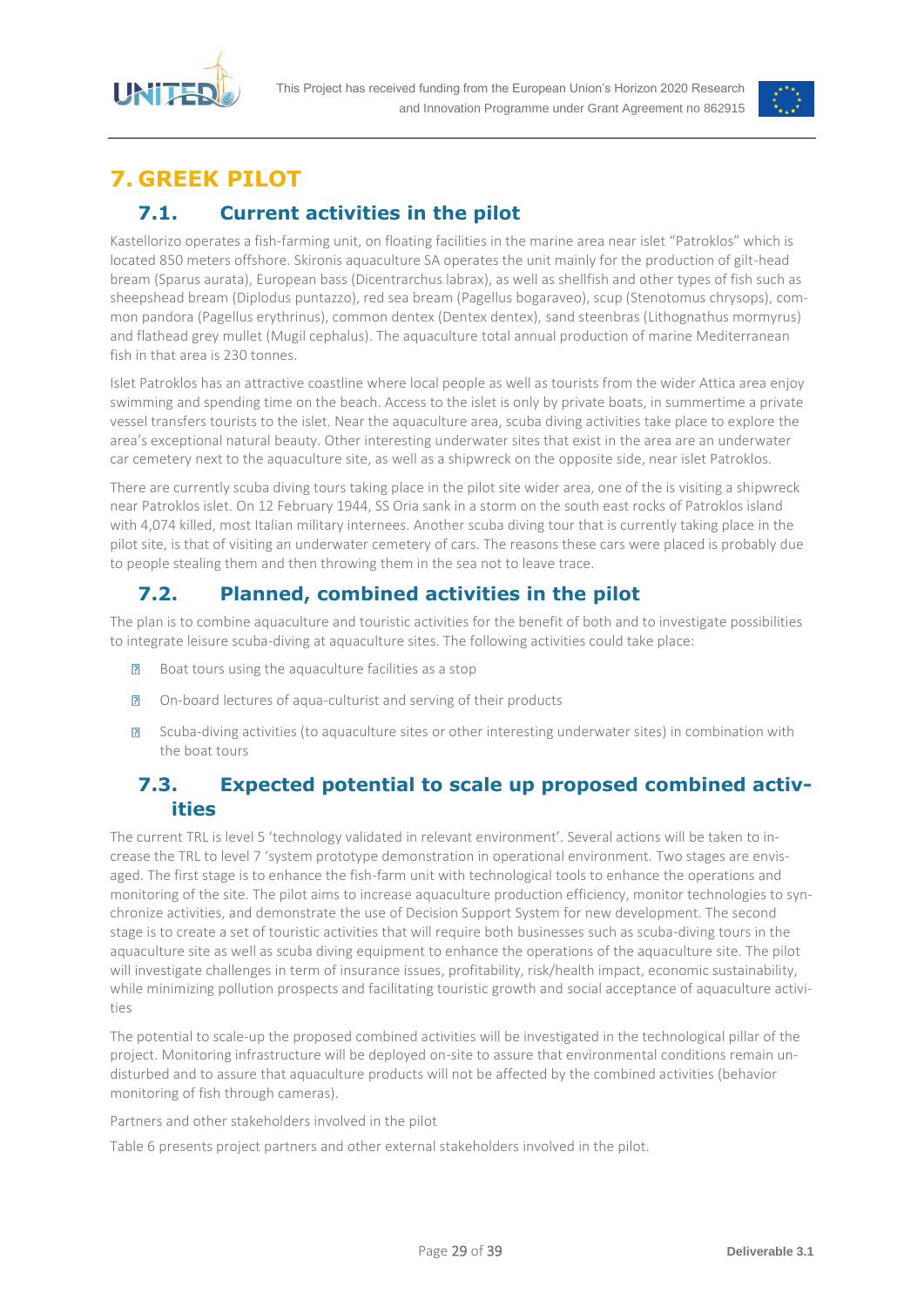# 7. GREEK PILOT

## 7.1. Current activities in the pilot

Kastellorizo operates a fish-farming unit, on floating facilities in the marine area near islet "Patroklos" which is located 850 meters offshore. Skironis aquaculture SA operates the unit mainly for the production of gilt-head bream (Sparus aurata), European bass (Dicentrarchus labrax), as well as shellfish and other types of fish such as sheepshead bream (Diplodus puntazzo), red sea bream (Pagellus bogaraveo), scup (Stenotomus chrysops), common pandora (Pagellus erythrinus), common dentex (Dentex dentex), sand steenbras (Lithognathus mormyrus) and flathead grey mullet (Mugil cephalus). The aquaculture total annual production of marine Mediterranean fish in that area is 230 tonnes.

Islet Patroklos has an attractive coastline where local people as well as tourists from the wider Attica area enjoy swimming and spending time on the beach. Access to the islet is only by private boats, in summertime a private vessel transfers tourists to the islet. Near the aquaculture area, scuba diving activities take place to explore the area's exceptional natural beauty. Other interesting underwater sites that exist in the area are an underwater car cemetery next to the aquaculture site, as well as a shipwreck on the opposite side, near islet Patroklos.

There are currently scuba diving tours taking place in the pilot site wider area, one of the is visiting a shipwreck near Patroklos islet. On 12 February 1944, SS Oria sank in a storm on the south east rocks of Patroklos island with 4,074 killed, most Italian military internees. Another scuba diving tour that is currently taking place in the pilot site, is that of visiting an underwater cemetery of cars. The reasons these cars were placed is probably due to people stealing them and then throwing them in the sea not to leave trace.

## 7.2. Planned, combined activities in the pilot

The plan is to combine aquaculture and touristic activities for the benefit of both and to investigate possibilities to integrate leisure scuba-diving at aquaculture sites. The following activities could take place:

- Boat tours using the aquaculture facilities as a stop
- On-board lectures of aqua-culturist and serving of their products
- Scuba-diving activities (to aquaculture sites or other interesting underwater sites) in combination with the boat tours

## 7.3. Expected potential to scale up proposed combined activities

The current TRL is level 5 'technology validated in relevant environment'. Several actions will be taken to increase the TRL to level 7 'system prototype demonstration in operational environment. Two stages are envisaged. The first stage is to enhance the fish-farm unit with technological tools to enhance the operations and monitoring of the site. The pilot aims to increase aquaculture production efficiency, monitor technologies to synchronize activities, and demonstrate the use of Decision Support System for new development. The second stage is to create a set of touristic activities that will require both businesses such as scuba-diving tours in the aquaculture site as well as scuba diving equipment to enhance the operations of the aquaculture site. The pilot will investigate challenges in term of insurance issues, profitability, risk/health impact, economic sustainability, while minimizing pollution prospects and facilitating touristic growth and social acceptance of aquaculture activities

The potential to scale-up the proposed combined activities will be investigated in the technological pillar of the project. Monitoring infrastructure will be deployed on-site to assure that environmental conditions remain undisturbed and to assure that aquaculture products will not be affected by the combined activities (behavior monitoring of fish through cameras).

Partners and other stakeholders involved in the pilot

Table 6 presents project partners and other external stakeholders involved in the pilot.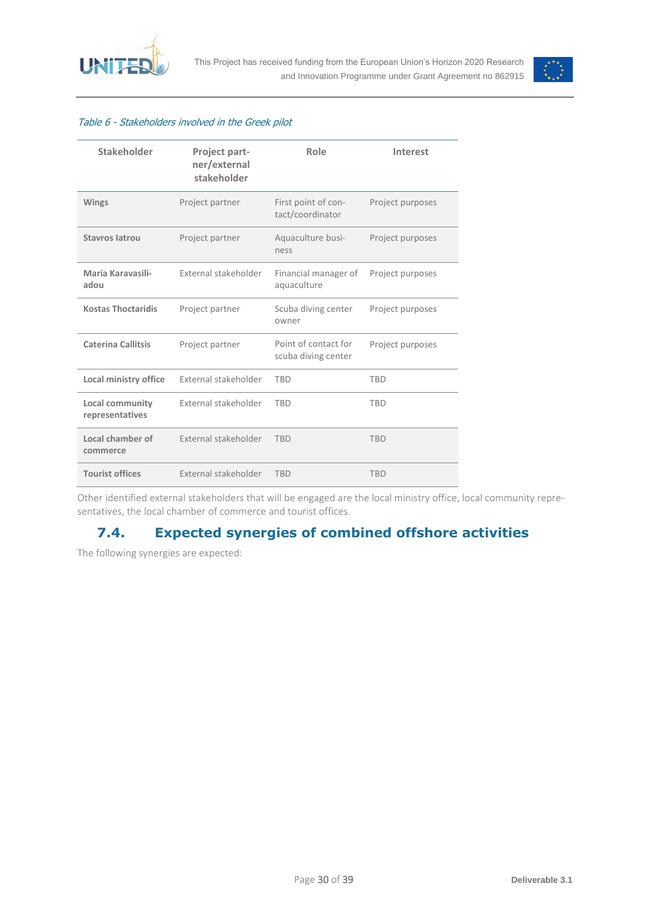*Table 6 - Stakeholders involved in the Greek pilot*

| Stakeholder | Project partner/external stakeholder | Role | Interest |
|---|---|---|---|
| **Wings** | Project partner | First point of contact/coordinator | Project purposes |
| **Stavros Iatrou** | Project partner | Aquaculture business | Project purposes |
| **Maria Karavasiliadou** | External stakeholder | Financial manager of aquaculture | Project purposes |
| **Kostas Thoctaridis** | Project partner | Scuba diving center owner | Project purposes |
| **Caterina Callitsis** | Project partner | Point of contact for scuba diving center | Project purposes |
| **Local ministry office** | External stakeholder | TBD | TBD |
| **Local community representatives** | External stakeholder | TBD | TBD |
| **Local chamber of commerce** | External stakeholder | TBD | TBD |
| **Tourist offices** | External stakeholder | TBD | TBD |

Other identified external stakeholders that will be engaged are the local ministry office, local community representatives, the local chamber of commerce and tourist offices.

## 7.4. Expected synergies of combined offshore activities

The following synergies are expected: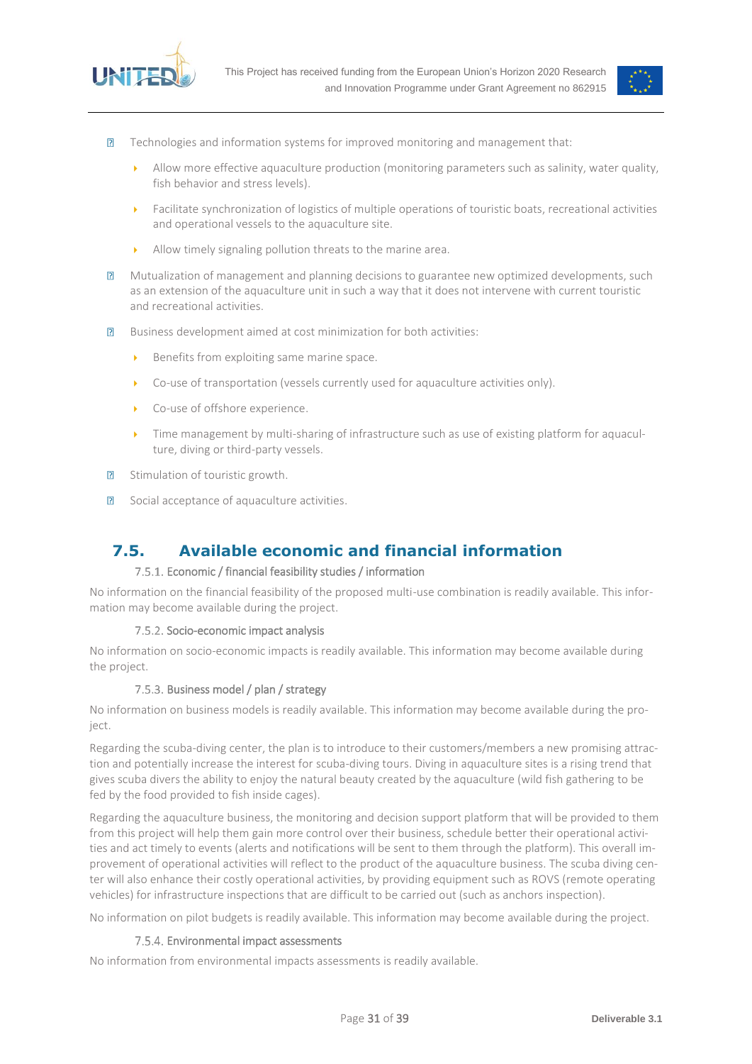- Technologies and information systems for improved monitoring and management that:
    - Allow more effective aquaculture production (monitoring parameters such as salinity, water quality, fish behavior and stress levels).
    - Facilitate synchronization of logistics of multiple operations of touristic boats, recreational activities and operational vessels to the aquaculture site.
    - Allow timely signaling pollution threats to the marine area.
- Mutualization of management and planning decisions to guarantee new optimized developments, such as an extension of the aquaculture unit in such a way that it does not intervene with current touristic and recreational activities.
- Business development aimed at cost minimization for both activities:
    - Benefits from exploiting same marine space.
    - Co-use of transportation (vessels currently used for aquaculture activities only).
    - Co-use of offshore experience.
    - Time management by multi-sharing of infrastructure such as use of existing platform for aquaculture, diving or third-party vessels.
- Stimulation of touristic growth.
- Social acceptance of aquaculture activities.

## 7.5. Available economic and financial information

### 7.5.1. Economic / financial feasibility studies / information

No information on the financial feasibility of the proposed multi-use combination is readily available. This information may become available during the project.

### 7.5.2. Socio-economic impact analysis

No information on socio-economic impacts is readily available. This information may become available during the project.

### 7.5.3. Business model / plan / strategy

No information on business models is readily available. This information may become available during the project.

Regarding the scuba-diving center, the plan is to introduce to their customers/members a new promising attraction and potentially increase the interest for scuba-diving tours. Diving in aquaculture sites is a rising trend that gives scuba divers the ability to enjoy the natural beauty created by the aquaculture (wild fish gathering to be fed by the food provided to fish inside cages).

Regarding the aquaculture business, the monitoring and decision support platform that will be provided to them from this project will help them gain more control over their business, schedule better their operational activities and act timely to events (alerts and notifications will be sent to them through the platform). This overall improvement of operational activities will reflect to the product of the aquaculture business. The scuba diving center will also enhance their costly operational activities, by providing equipment such as ROVS (remote operating vehicles) for infrastructure inspections that are difficult to be carried out (such as anchors inspection).

No information on pilot budgets is readily available. This information may become available during the project.

### 7.5.4. Environmental impact assessments

No information from environmental impacts assessments is readily available.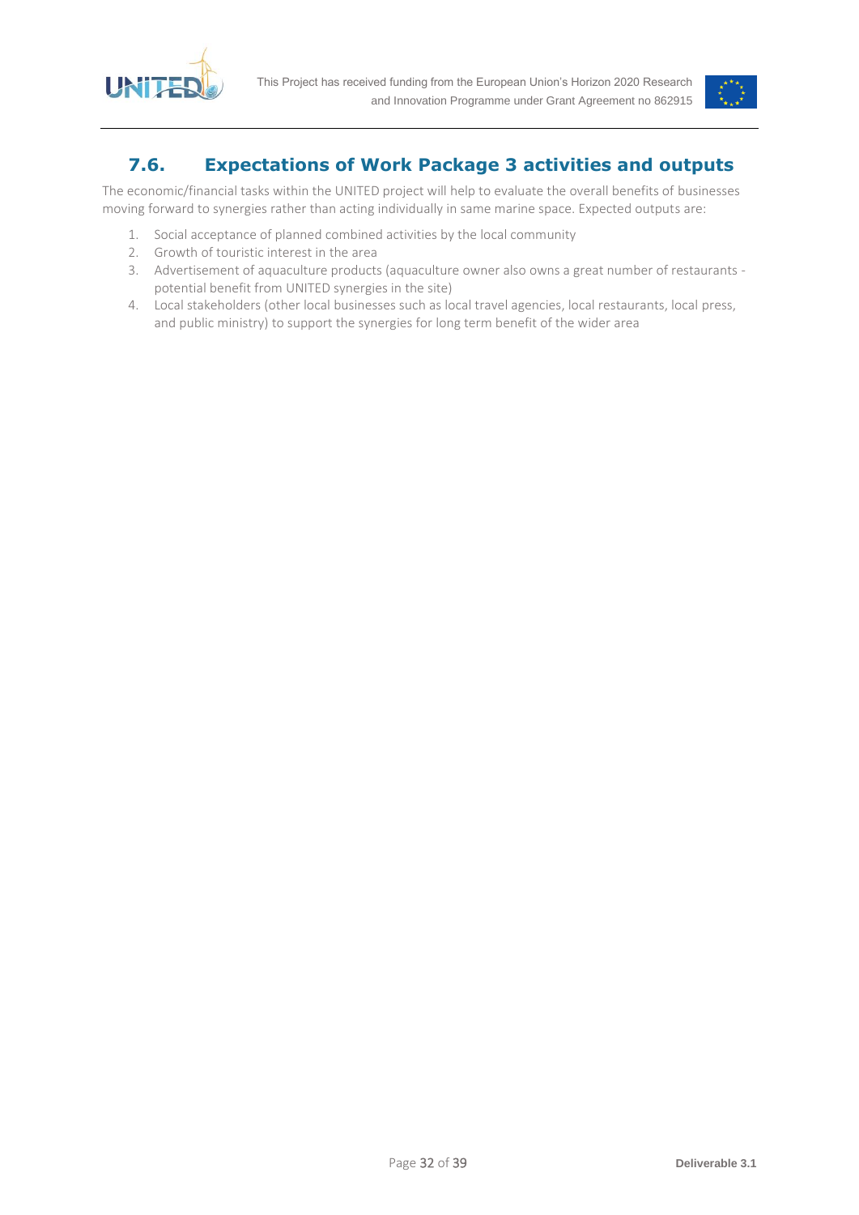## 7.6. Expectations of Work Package 3 activities and outputs

The economic/financial tasks within the UNITED project will help to evaluate the overall benefits of businesses moving forward to synergies rather than acting individually in same marine space. Expected outputs are:

1. Social acceptance of planned combined activities by the local community
2. Growth of touristic interest in the area
3. Advertisement of aquaculture products (aquaculture owner also owns a great number of restaurants - potential benefit from UNITED synergies in the site)
4. Local stakeholders (other local businesses such as local travel agencies, local restaurants, local press, and public ministry) to support the synergies for long term benefit of the wider area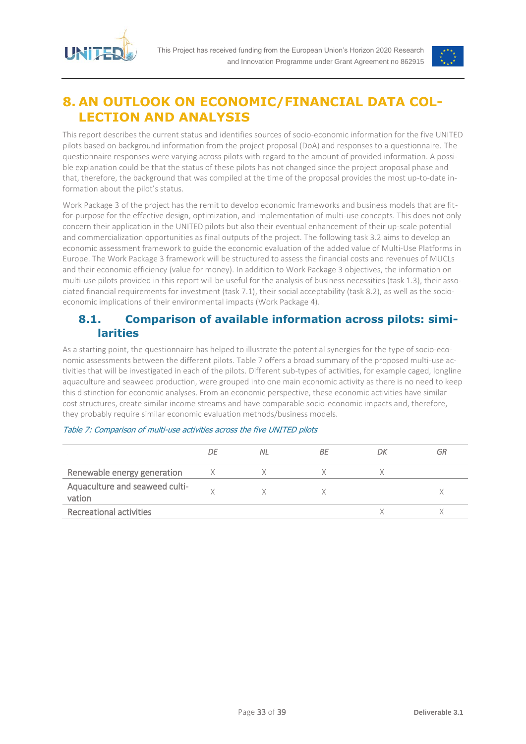# 8. AN OUTLOOK ON ECONOMIC/FINANCIAL DATA COLLECTION AND ANALYSIS

This report describes the current status and identifies sources of socio-economic information for the five UNITED pilots based on background information from the project proposal (DoA) and responses to a questionnaire. The questionnaire responses were varying across pilots with regard to the amount of provided information. A possible explanation could be that the status of these pilots has not changed since the project proposal phase and that, therefore, the background that was compiled at the time of the proposal provides the most up-to-date information about the pilot's status.

Work Package 3 of the project has the remit to develop economic frameworks and business models that are fit-for-purpose for the effective design, optimization, and implementation of multi-use concepts. This does not only concern their application in the UNITED pilots but also their eventual enhancement of their up-scale potential and commercialization opportunities as final outputs of the project. The following task 3.2 aims to develop an economic assessment framework to guide the economic evaluation of the added value of Multi-Use Platforms in Europe. The Work Package 3 framework will be structured to assess the financial costs and revenues of MUCLs and their economic efficiency (value for money). In addition to Work Package 3 objectives, the information on multi-use pilots provided in this report will be useful for the analysis of business necessities (task 1.3), their associated financial requirements for investment (task 7.1), their social acceptability (task 8.2), as well as the socio-economic implications of their environmental impacts (Work Package 4).

## 8.1. Comparison of available information across pilots: similarities

As a starting point, the questionnaire has helped to illustrate the potential synergies for the type of socio-economic assessments between the different pilots. Table 7 offers a broad summary of the proposed multi-use activities that will be investigated in each of the pilots. Different sub-types of activities, for example caged, longline aquaculture and seaweed production, were grouped into one main economic activity as there is no need to keep this distinction for economic analyses. From an economic perspective, these economic activities have similar cost structures, create similar income streams and have comparable socio-economic impacts and, therefore, they probably require similar economic evaluation methods/business models.

*Table 7: Comparison of multi-use activities across the five UNITED pilots*

| | DE | NL | BE | DK | GR |
|---|---|---|---|---|---|
| Renewable energy generation | X | X | X | X | |
| Aquaculture and seaweed cultivation | X | X | X | | X |
| Recreational activities | | | | X | X |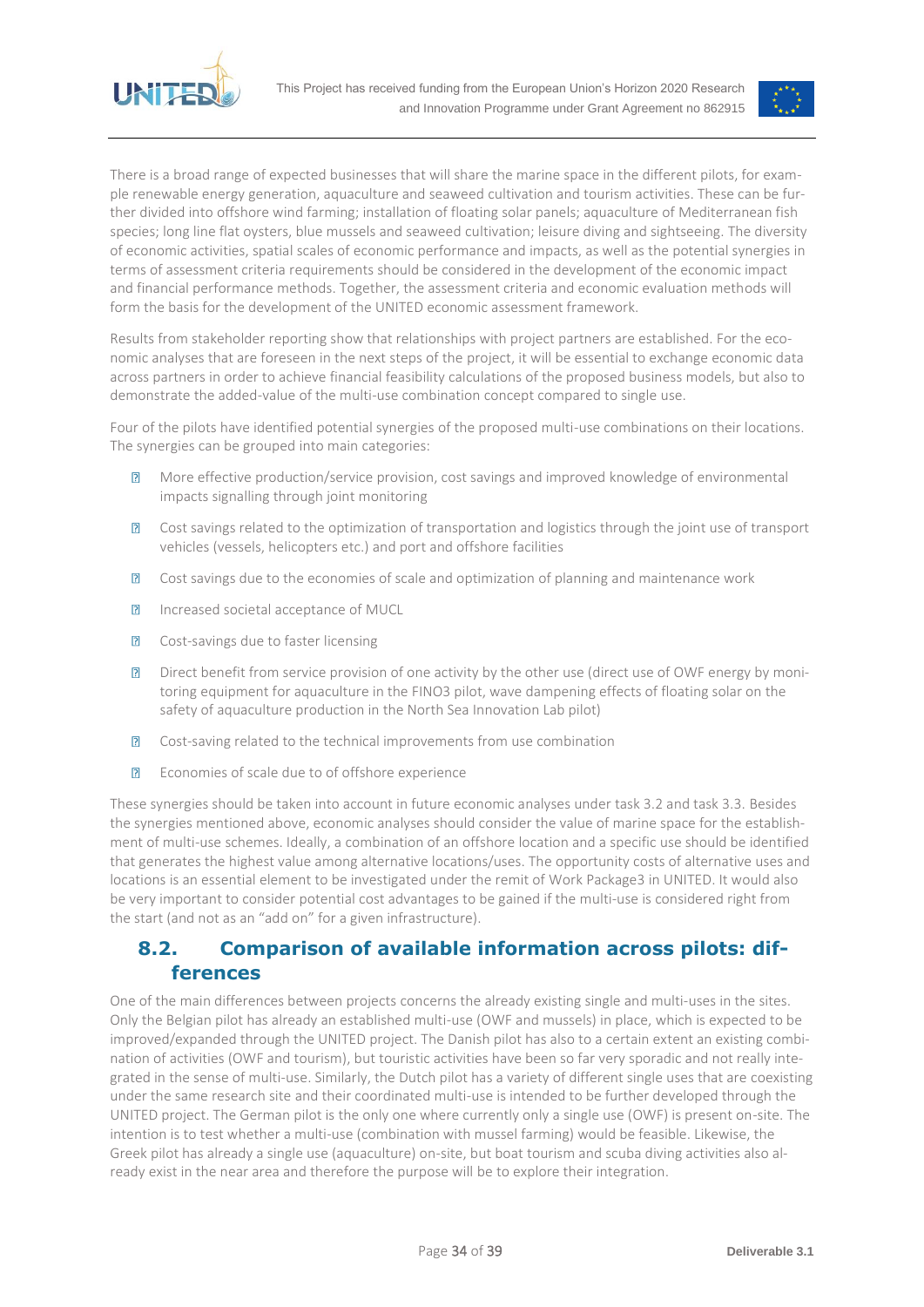There is a broad range of expected businesses that will share the marine space in the different pilots, for example renewable energy generation, aquaculture and seaweed cultivation and tourism activities. These can be further divided into offshore wind farming; installation of floating solar panels; aquaculture of Mediterranean fish species; long line flat oysters, blue mussels and seaweed cultivation; leisure diving and sightseeing. The diversity of economic activities, spatial scales of economic performance and impacts, as well as the potential synergies in terms of assessment criteria requirements should be considered in the development of the economic impact and financial performance methods. Together, the assessment criteria and economic evaluation methods will form the basis for the development of the UNITED economic assessment framework.

Results from stakeholder reporting show that relationships with project partners are established. For the economic analyses that are foreseen in the next steps of the project, it will be essential to exchange economic data across partners in order to achieve financial feasibility calculations of the proposed business models, but also to demonstrate the added-value of the multi-use combination concept compared to single use.

Four of the pilots have identified potential synergies of the proposed multi-use combinations on their locations. The synergies can be grouped into main categories:

- More effective production/service provision, cost savings and improved knowledge of environmental impacts signalling through joint monitoring
- Cost savings related to the optimization of transportation and logistics through the joint use of transport vehicles (vessels, helicopters etc.) and port and offshore facilities
- Cost savings due to the economies of scale and optimization of planning and maintenance work
- Increased societal acceptance of MUCL
- Cost-savings due to faster licensing
- Direct benefit from service provision of one activity by the other use (direct use of OWF energy by monitoring equipment for aquaculture in the FINO3 pilot, wave dampening effects of floating solar on the safety of aquaculture production in the North Sea Innovation Lab pilot)
- Cost-saving related to the technical improvements from use combination
- Economies of scale due to of offshore experience

These synergies should be taken into account in future economic analyses under task 3.2 and task 3.3. Besides the synergies mentioned above, economic analyses should consider the value of marine space for the establishment of multi-use schemes. Ideally, a combination of an offshore location and a specific use should be identified that generates the highest value among alternative locations/uses. The opportunity costs of alternative uses and locations is an essential element to be investigated under the remit of Work Package3 in UNITED. It would also be very important to consider potential cost advantages to be gained if the multi-use is considered right from the start (and not as an "add on" for a given infrastructure).

## 8.2. Comparison of available information across pilots: differences

One of the main differences between projects concerns the already existing single and multi-uses in the sites. Only the Belgian pilot has already an established multi-use (OWF and mussels) in place, which is expected to be improved/expanded through the UNITED project. The Danish pilot has also to a certain extent an existing combination of activities (OWF and tourism), but touristic activities have been so far very sporadic and not really integrated in the sense of multi-use. Similarly, the Dutch pilot has a variety of different single uses that are coexisting under the same research site and their coordinated multi-use is intended to be further developed through the UNITED project. The German pilot is the only one where currently only a single use (OWF) is present on-site. The intention is to test whether a multi-use (combination with mussel farming) would be feasible. Likewise, the Greek pilot has already a single use (aquaculture) on-site, but boat tourism and scuba diving activities also already exist in the near area and therefore the purpose will be to explore their integration.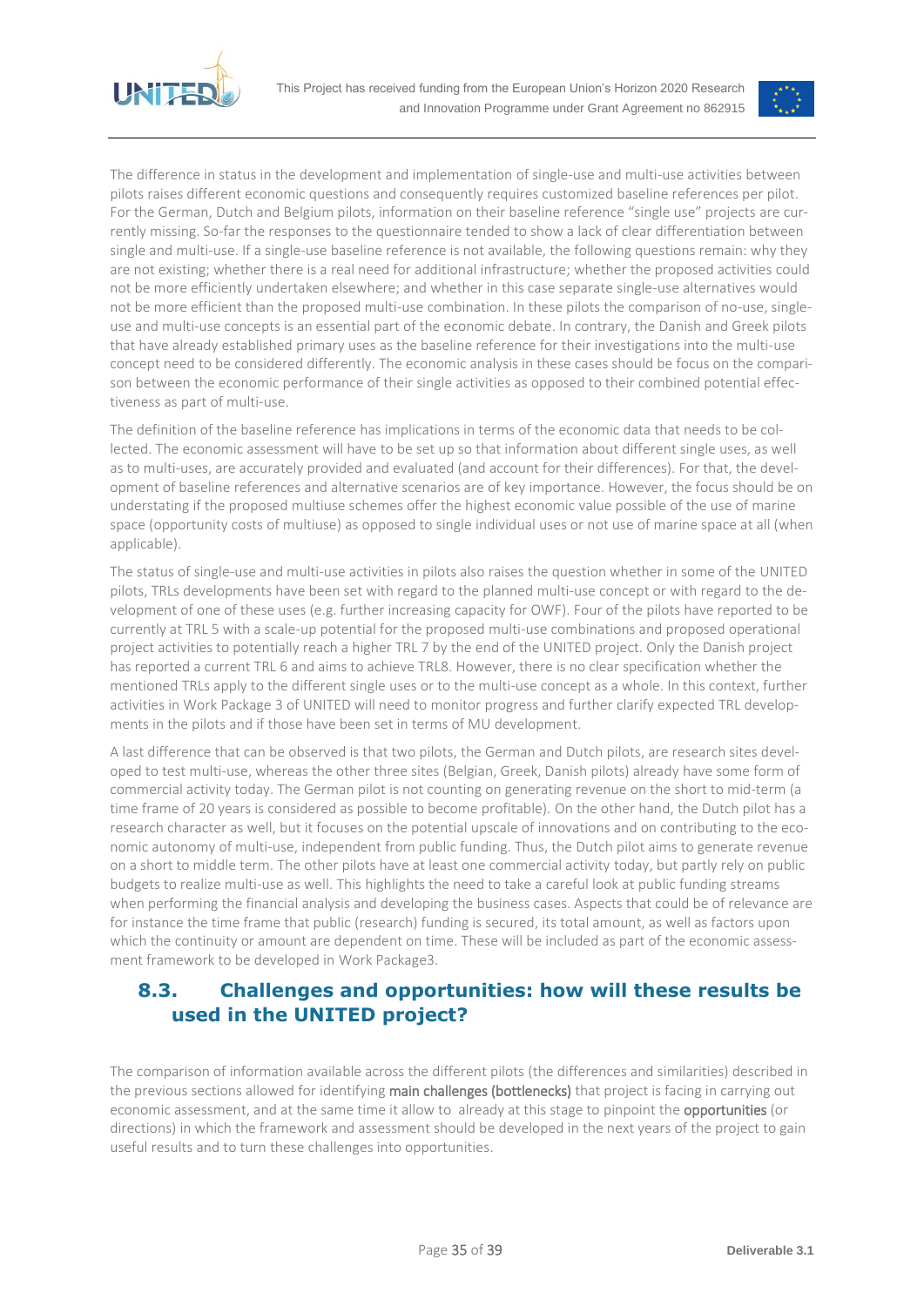The difference in status in the development and implementation of single-use and multi-use activities between pilots raises different economic questions and consequently requires customized baseline references per pilot. For the German, Dutch and Belgium pilots, information on their baseline reference "single use" projects are currently missing. So-far the responses to the questionnaire tended to show a lack of clear differentiation between single and multi-use. If a single-use baseline reference is not available, the following questions remain: why they are not existing; whether there is a real need for additional infrastructure; whether the proposed activities could not be more efficiently undertaken elsewhere; and whether in this case separate single-use alternatives would not be more efficient than the proposed multi-use combination. In these pilots the comparison of no-use, single-use and multi-use concepts is an essential part of the economic debate. In contrary, the Danish and Greek pilots that have already established primary uses as the baseline reference for their investigations into the multi-use concept need to be considered differently. The economic analysis in these cases should be focus on the comparison between the economic performance of their single activities as opposed to their combined potential effectiveness as part of multi-use.

The definition of the baseline reference has implications in terms of the economic data that needs to be collected. The economic assessment will have to be set up so that information about different single uses, as well as to multi-uses, are accurately provided and evaluated (and account for their differences). For that, the development of baseline references and alternative scenarios are of key importance. However, the focus should be on understating if the proposed multiuse schemes offer the highest economic value possible of the use of marine space (opportunity costs of multiuse) as opposed to single individual uses or not use of marine space at all (when applicable).

The status of single-use and multi-use activities in pilots also raises the question whether in some of the UNITED pilots, TRLs developments have been set with regard to the planned multi-use concept or with regard to the development of one of these uses (e.g. further increasing capacity for OWF). Four of the pilots have reported to be currently at TRL 5 with a scale-up potential for the proposed multi-use combinations and proposed operational project activities to potentially reach a higher TRL 7 by the end of the UNITED project. Only the Danish project has reported a current TRL 6 and aims to achieve TRL8. However, there is no clear specification whether the mentioned TRLs apply to the different single uses or to the multi-use concept as a whole. In this context, further activities in Work Package 3 of UNITED will need to monitor progress and further clarify expected TRL developments in the pilots and if those have been set in terms of MU development.

A last difference that can be observed is that two pilots, the German and Dutch pilots, are research sites developed to test multi-use, whereas the other three sites (Belgian, Greek, Danish pilots) already have some form of commercial activity today. The German pilot is not counting on generating revenue on the short to mid-term (a time frame of 20 years is considered as possible to become profitable). On the other hand, the Dutch pilot has a research character as well, but it focuses on the potential upscale of innovations and on contributing to the economic autonomy of multi-use, independent from public funding. Thus, the Dutch pilot aims to generate revenue on a short to middle term. The other pilots have at least one commercial activity today, but partly rely on public budgets to realize multi-use as well. This highlights the need to take a careful look at public funding streams when performing the financial analysis and developing the business cases. Aspects that could be of relevance are for instance the time frame that public (research) funding is secured, its total amount, as well as factors upon which the continuity or amount are dependent on time. These will be included as part of the economic assessment framework to be developed in Work Package3.

## 8.3. Challenges and opportunities: how will these results be used in the UNITED project?

The comparison of information available across the different pilots (the differences and similarities) described in the previous sections allowed for identifying main challenges (bottlenecks) that project is facing in carrying out economic assessment, and at the same time it allow to already at this stage to pinpoint the opportunities (or directions) in which the framework and assessment should be developed in the next years of the project to gain useful results and to turn these challenges into opportunities.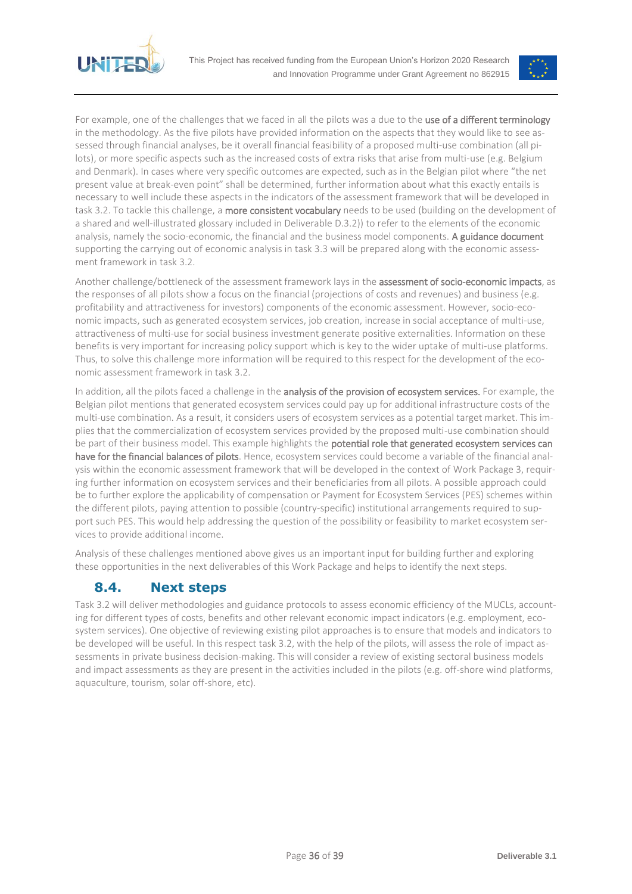For example, one of the challenges that we faced in all the pilots was a due to the **use of a different terminology** in the methodology. As the five pilots have provided information on the aspects that they would like to see assessed through financial analyses, be it overall financial feasibility of a proposed multi-use combination (all pilots), or more specific aspects such as the increased costs of extra risks that arise from multi-use (e.g. Belgium and Denmark). In cases where very specific outcomes are expected, such as in the Belgian pilot where "the net present value at break-even point" shall be determined, further information about what this exactly entails is necessary to well include these aspects in the indicators of the assessment framework that will be developed in task 3.2. To tackle this challenge, a **more consistent vocabulary** needs to be used (building on the development of a shared and well-illustrated glossary included in Deliverable D.3.2)) to refer to the elements of the economic analysis, namely the socio-economic, the financial and the business model components. **A guidance document** supporting the carrying out of economic analysis in task 3.3 will be prepared along with the economic assessment framework in task 3.2.

Another challenge/bottleneck of the assessment framework lays in the **assessment of socio-economic impacts**, as the responses of all pilots show a focus on the financial (projections of costs and revenues) and business (e.g. profitability and attractiveness for investors) components of the economic assessment. However, socio-economic impacts, such as generated ecosystem services, job creation, increase in social acceptance of multi-use, attractiveness of multi-use for social business investment generate positive externalities. Information on these benefits is very important for increasing policy support which is key to the wider uptake of multi-use platforms. Thus, to solve this challenge more information will be required to this respect for the development of the economic assessment framework in task 3.2.

In addition, all the pilots faced a challenge in the **analysis of the provision of ecosystem services.** For example, the Belgian pilot mentions that generated ecosystem services could pay up for additional infrastructure costs of the multi-use combination. As a result, it considers users of ecosystem services as a potential target market. This implies that the commercialization of ecosystem services provided by the proposed multi-use combination should be part of their business model. This example highlights the **potential role that generated ecosystem services can have for the financial balances of pilots**. Hence, ecosystem services could become a variable of the financial analysis within the economic assessment framework that will be developed in the context of Work Package 3, requiring further information on ecosystem services and their beneficiaries from all pilots. A possible approach could be to further explore the applicability of compensation or Payment for Ecosystem Services (PES) schemes within the different pilots, paying attention to possible (country-specific) institutional arrangements required to support such PES. This would help addressing the question of the possibility or feasibility to market ecosystem services to provide additional income.

Analysis of these challenges mentioned above gives us an important input for building further and exploring these opportunities in the next deliverables of this Work Package and helps to identify the next steps.

## 8.4. Next steps

Task 3.2 will deliver methodologies and guidance protocols to assess economic efficiency of the MUCLs, accounting for different types of costs, benefits and other relevant economic impact indicators (e.g. employment, ecosystem services). One objective of reviewing existing pilot approaches is to ensure that models and indicators to be developed will be useful. In this respect task 3.2, with the help of the pilots, will assess the role of impact assessments in private business decision-making. This will consider a review of existing sectoral business models and impact assessments as they are present in the activities included in the pilots (e.g. off-shore wind platforms, aquaculture, tourism, solar off-shore, etc).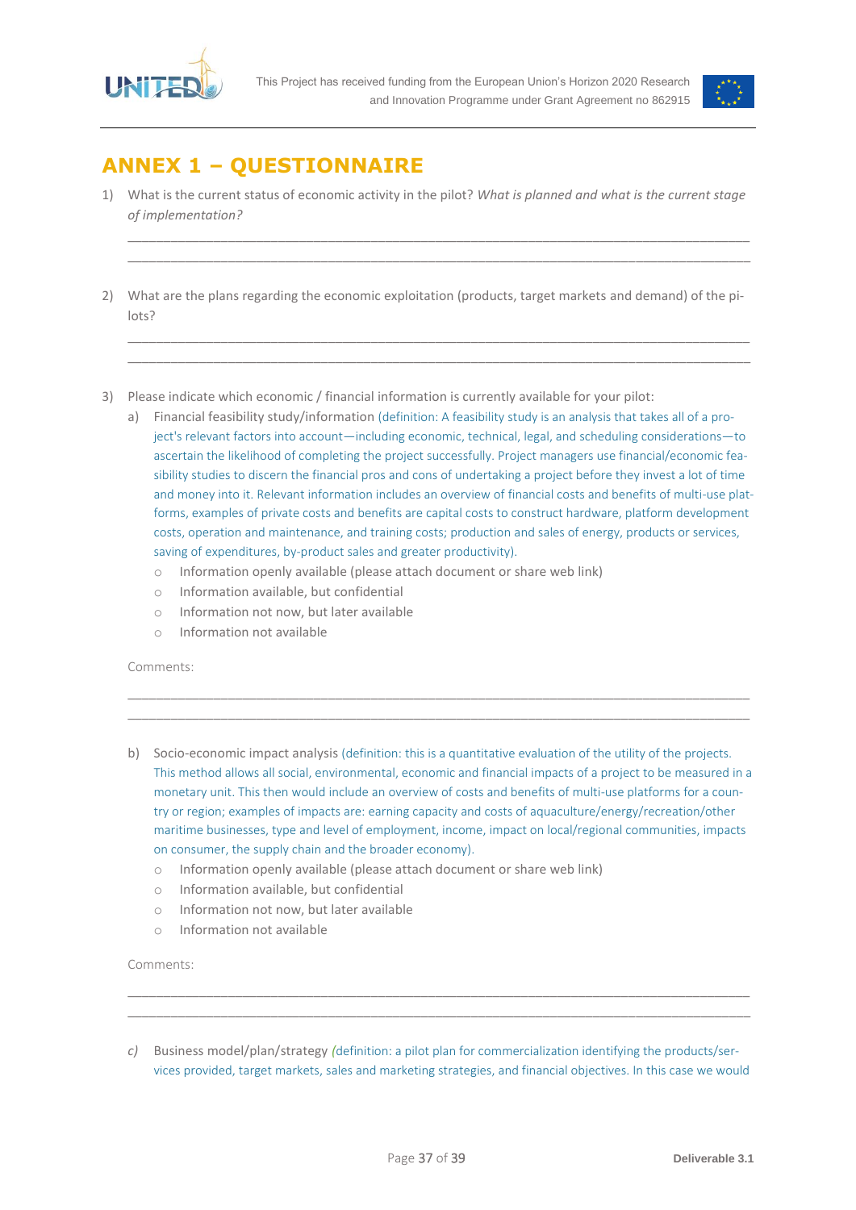# ANNEX 1 – QUESTIONNAIRE

1) What is the current status of economic activity in the pilot? *What is planned and what is the current stage of implementation?*

_______________________________________________________________________________

_______________________________________________________________________________

2) What are the plans regarding the economic exploitation (products, target markets and demand) of the pilots?

_______________________________________________________________________________

_______________________________________________________________________________

3) Please indicate which economic / financial information is currently available for your pilot:

   a) Financial feasibility study/information (definition: A feasibility study is an analysis that takes all of a project's relevant factors into account—including economic, technical, legal, and scheduling considerations—to ascertain the likelihood of completing the project successfully. Project managers use financial/economic feasibility studies to discern the financial pros and cons of undertaking a project before they invest a lot of time and money into it. Relevant information includes an overview of financial costs and benefits of multi-use platforms, examples of private costs and benefits are capital costs to construct hardware, platform development costs, operation and maintenance, and training costs; production and sales of energy, products or services, saving of expenditures, by-product sales and greater productivity).

      - Information openly available (please attach document or share web link)
      - Information available, but confidential
      - Information not now, but later available
      - Information not available

   Comments:

   _______________________________________________________________________________

   _______________________________________________________________________________

   b) Socio-economic impact analysis (definition: this is a quantitative evaluation of the utility of the projects. This method allows all social, environmental, economic and financial impacts of a project to be measured in a monetary unit. This then would include an overview of costs and benefits of multi-use platforms for a country or region; examples of impacts are: earning capacity and costs of aquaculture/energy/recreation/other maritime businesses, type and level of employment, income, impact on local/regional communities, impacts on consumer, the supply chain and the broader economy).

      - Information openly available (please attach document or share web link)
      - Information available, but confidential
      - Information not now, but later available
      - Information not available

   Comments:

   _______________________________________________________________________________

   _______________________________________________________________________________

   *c)* Business model/plan/strategy *(*definition: a pilot plan for commercialization identifying the products/services provided, target markets, sales and marketing strategies, and financial objectives. In this case we would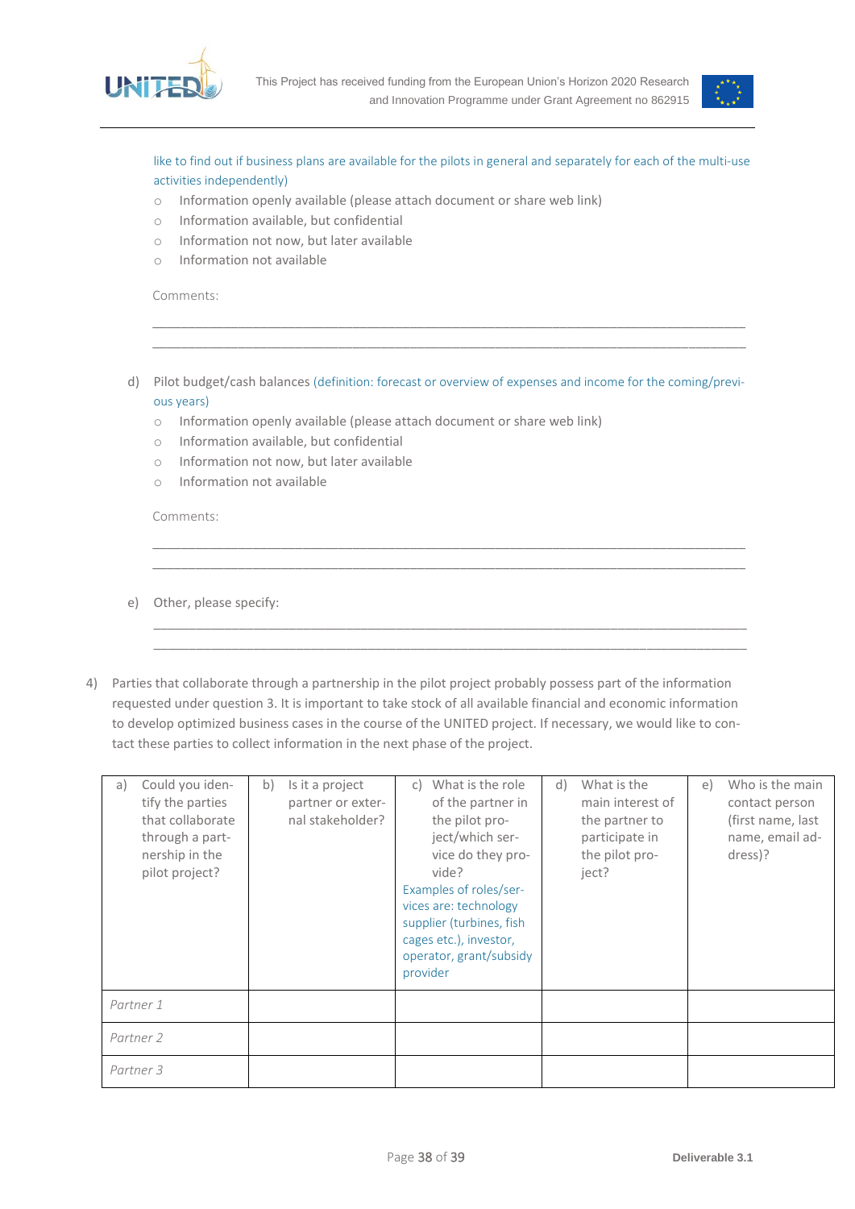like to find out if business plans are available for the pilots in general and separately for each of the multi-use activities independently)

- Information openly available (please attach document or share web link)
- Information available, but confidential
- Information not now, but later available
- Information not available

Comments:

\_\_\_\_\_\_\_\_\_\_\_\_\_\_\_\_\_\_\_\_\_\_\_\_\_\_\_\_\_\_\_\_\_\_\_\_\_\_\_\_\_\_\_\_\_\_\_\_\_\_\_\_\_\_\_\_\_\_\_\_\_\_\_\_\_\_\_\_\_\_\_\_\_\_\_\_

\_\_\_\_\_\_\_\_\_\_\_\_\_\_\_\_\_\_\_\_\_\_\_\_\_\_\_\_\_\_\_\_\_\_\_\_\_\_\_\_\_\_\_\_\_\_\_\_\_\_\_\_\_\_\_\_\_\_\_\_\_\_\_\_\_\_\_\_\_\_\_\_\_\_\_\_

d) Pilot budget/cash balances (definition: forecast or overview of expenses and income for the coming/previous years)

- Information openly available (please attach document or share web link)
- Information available, but confidential
- Information not now, but later available
- Information not available

Comments:

\_\_\_\_\_\_\_\_\_\_\_\_\_\_\_\_\_\_\_\_\_\_\_\_\_\_\_\_\_\_\_\_\_\_\_\_\_\_\_\_\_\_\_\_\_\_\_\_\_\_\_\_\_\_\_\_\_\_\_\_\_\_\_\_\_\_\_\_\_\_\_\_\_\_\_\_

\_\_\_\_\_\_\_\_\_\_\_\_\_\_\_\_\_\_\_\_\_\_\_\_\_\_\_\_\_\_\_\_\_\_\_\_\_\_\_\_\_\_\_\_\_\_\_\_\_\_\_\_\_\_\_\_\_\_\_\_\_\_\_\_\_\_\_\_\_\_\_\_\_\_\_\_

e) Other, please specify:

\_\_\_\_\_\_\_\_\_\_\_\_\_\_\_\_\_\_\_\_\_\_\_\_\_\_\_\_\_\_\_\_\_\_\_\_\_\_\_\_\_\_\_\_\_\_\_\_\_\_\_\_\_\_\_\_\_\_\_\_\_\_\_\_\_\_\_\_\_\_\_\_\_\_\_\_

\_\_\_\_\_\_\_\_\_\_\_\_\_\_\_\_\_\_\_\_\_\_\_\_\_\_\_\_\_\_\_\_\_\_\_\_\_\_\_\_\_\_\_\_\_\_\_\_\_\_\_\_\_\_\_\_\_\_\_\_\_\_\_\_\_\_\_\_\_\_\_\_\_\_\_\_

4) Parties that collaborate through a partnership in the pilot project probably possess part of the information requested under question 3. It is important to take stock of all available financial and economic information to develop optimized business cases in the course of the UNITED project. If necessary, we would like to contact these parties to collect information in the next phase of the project.

| a) Could you identify the parties that collaborate through a partnership in the pilot project? | b) Is it a project partner or external stakeholder? | c) What is the role of the partner in the pilot project/which service do they provide? Examples of roles/services are: technology supplier (turbines, fish cages etc.), investor, operator, grant/subsidy provider | d) What is the main interest of the partner to participate in the pilot project? | e) Who is the main contact person (first name, last name, email address)? |
|---|---|---|---|---|
| *Partner 1* | | | | |
| *Partner 2* | | | | |
| *Partner 3* | | | | |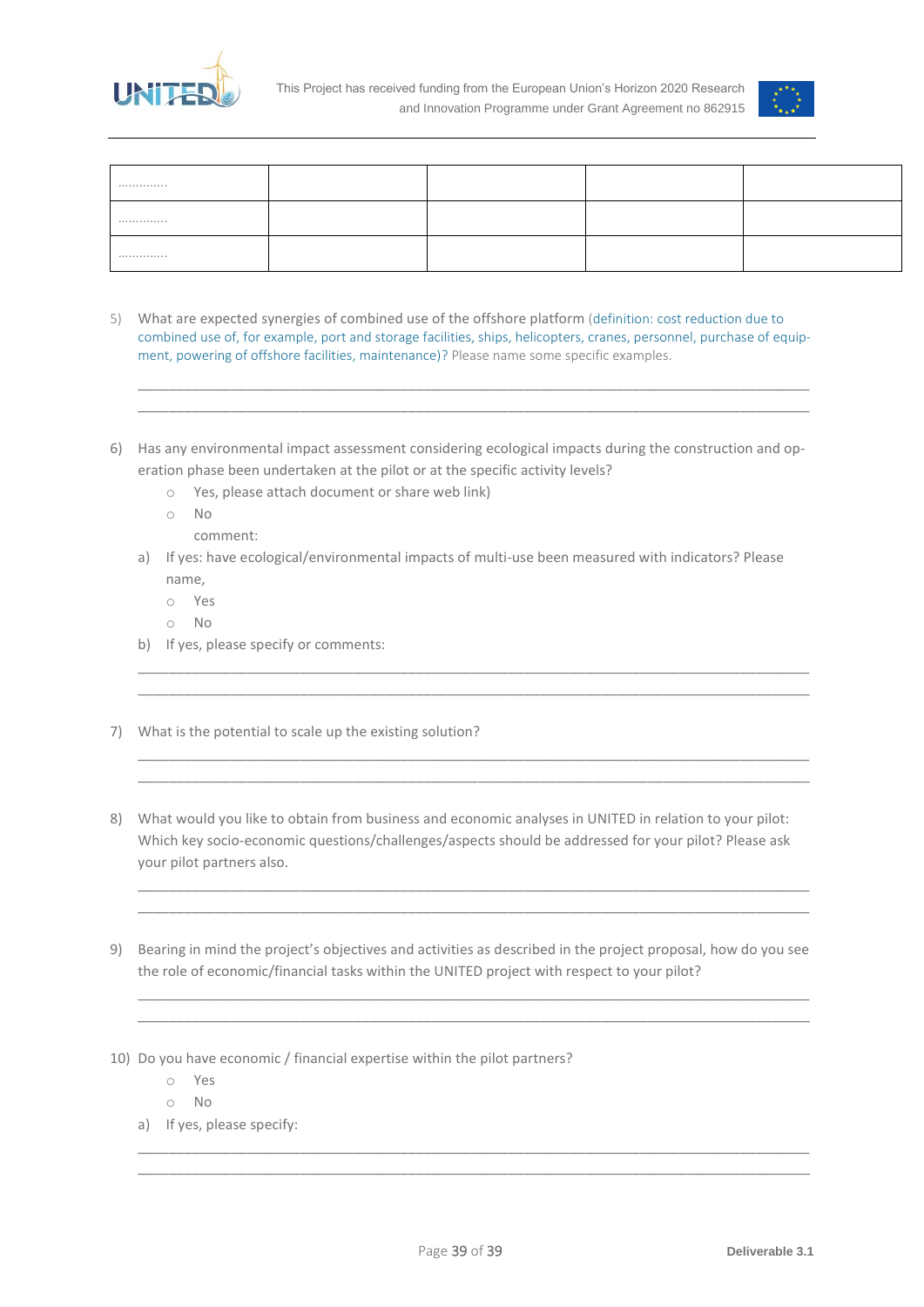| | | | | |
|---|---|---|---|---|
| ............. | | | | |
| ............. | | | | |
| ............. | | | | |

5) What are expected synergies of combined use of the offshore platform (definition: cost reduction due to combined use of, for example, port and storage facilities, ships, helicopters, cranes, personnel, purchase of equipment, powering of offshore facilities, maintenance)? Please name some specific examples.

______________________________________________________________________________

______________________________________________________________________________

6) Has any environmental impact assessment considering ecological impacts during the construction and operation phase been undertaken at the pilot or at the specific activity levels?
   - ○ Yes, please attach document or share web link)
   - ○ No

     comment:

   a) If yes: have ecological/environmental impacts of multi-use been measured with indicators? Please name,
      - ○ Yes
      - ○ No

   b) If yes, please specify or comments:

______________________________________________________________________________

______________________________________________________________________________

7) What is the potential to scale up the existing solution?

______________________________________________________________________________

______________________________________________________________________________

8) What would you like to obtain from business and economic analyses in UNITED in relation to your pilot: Which key socio-economic questions/challenges/aspects should be addressed for your pilot? Please ask your pilot partners also.

______________________________________________________________________________

______________________________________________________________________________

9) Bearing in mind the project's objectives and activities as described in the project proposal, how do you see the role of economic/financial tasks within the UNITED project with respect to your pilot?

______________________________________________________________________________

______________________________________________________________________________

10) Do you have economic / financial expertise within the pilot partners?
    - ○ Yes
    - ○ No

    a) If yes, please specify:

______________________________________________________________________________

______________________________________________________________________________